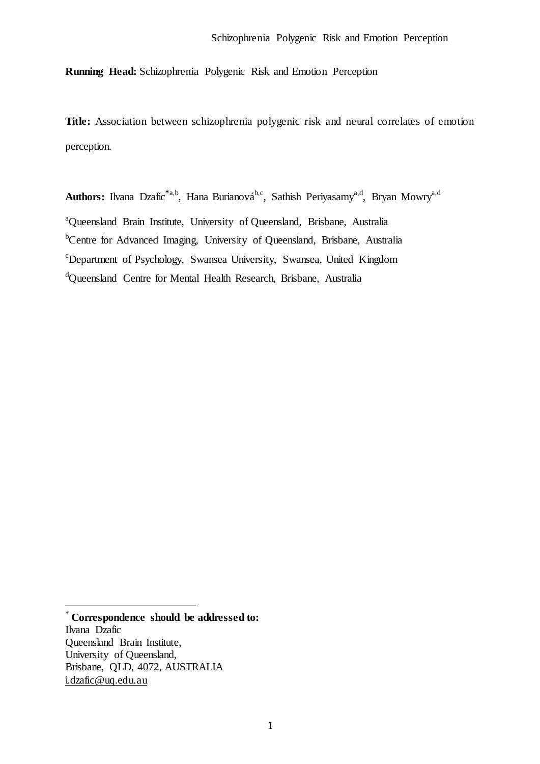**Running Head:** Schizophrenia Polygenic Risk and Emotion Perception

**Title:** Association between schizophrenia polygenic risk and neural correlates of emotion perception.

**Authors:** Ilvana Dzafic*[a,b], Hana Burianová[b,c], Sathish Periyasamy[a,d], Bryan Mowry[a,d]

[a]Queensland Brain Institute, University of Queensland, Brisbane, Australia

[b]Centre for Advanced Imaging, University of Queensland, Brisbane, Australia

[c]Department of Psychology, Swansea University, Swansea, United Kingdom

[d]Queensland Centre for Mental Health Research, Brisbane, Australia

---

* **Correspondence should be addressed to:**
Ilvana Dzafic
Queensland Brain Institute,
University of Queensland,
Brisbane, QLD, 4072, AUSTRALIA
i.dzafic@uq.edu.au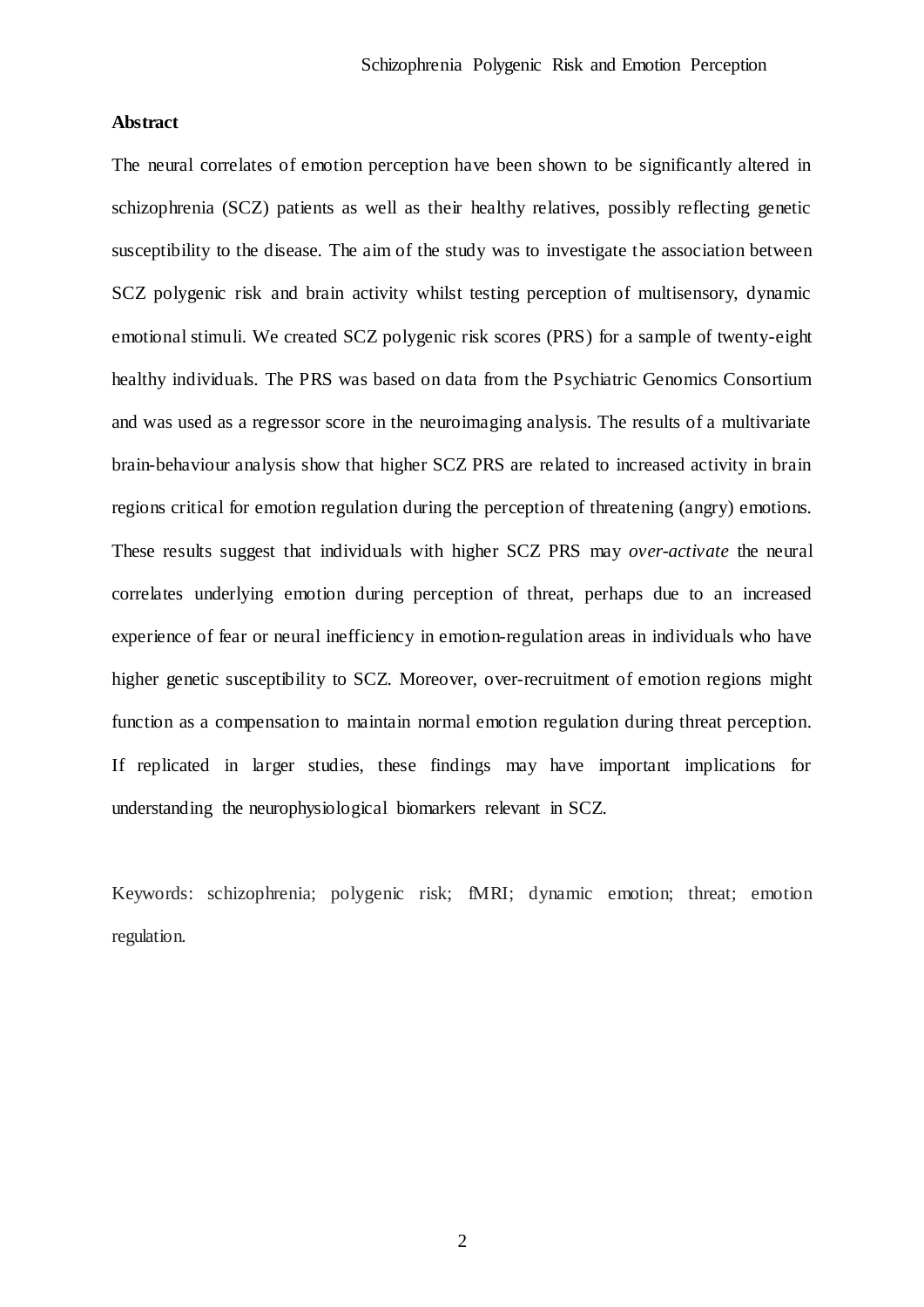**Abstract**

The neural correlates of emotion perception have been shown to be significantly altered in schizophrenia (SCZ) patients as well as their healthy relatives, possibly reflecting genetic susceptibility to the disease. The aim of the study was to investigate the association between SCZ polygenic risk and brain activity whilst testing perception of multisensory, dynamic emotional stimuli. We created SCZ polygenic risk scores (PRS) for a sample of twenty-eight healthy individuals. The PRS was based on data from the Psychiatric Genomics Consortium and was used as a regressor score in the neuroimaging analysis. The results of a multivariate brain-behaviour analysis show that higher SCZ PRS are related to increased activity in brain regions critical for emotion regulation during the perception of threatening (angry) emotions. These results suggest that individuals with higher SCZ PRS may *over-activate* the neural correlates underlying emotion during perception of threat, perhaps due to an increased experience of fear or neural inefficiency in emotion-regulation areas in individuals who have higher genetic susceptibility to SCZ. Moreover, over-recruitment of emotion regions might function as a compensation to maintain normal emotion regulation during threat perception. If replicated in larger studies, these findings may have important implications for understanding the neurophysiological biomarkers relevant in SCZ.

Keywords: schizophrenia; polygenic risk; fMRI; dynamic emotion; threat; emotion regulation.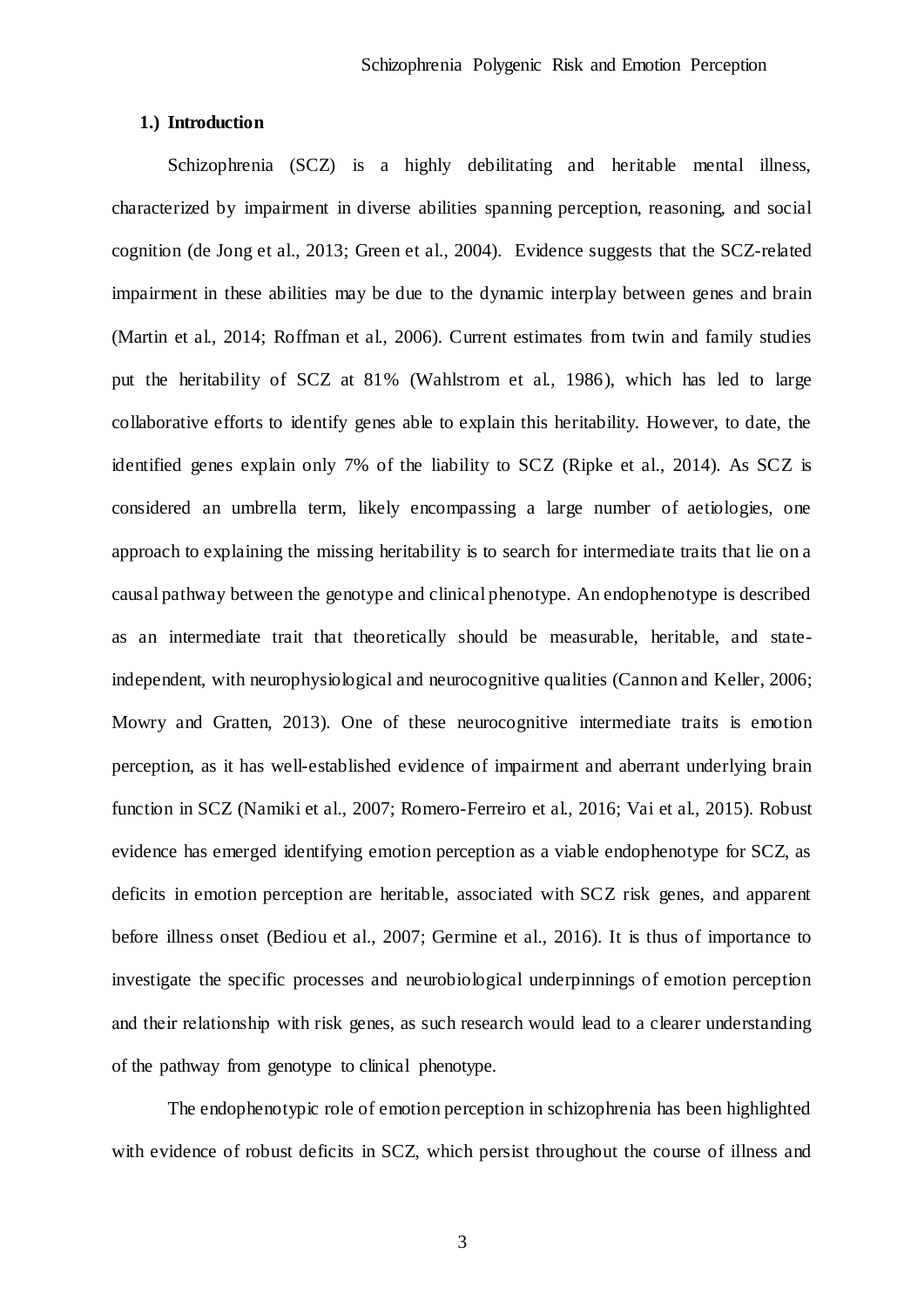## 1.) Introduction

Schizophrenia (SCZ) is a highly debilitating and heritable mental illness, characterized by impairment in diverse abilities spanning perception, reasoning, and social cognition (de Jong et al., 2013; Green et al., 2004). Evidence suggests that the SCZ-related impairment in these abilities may be due to the dynamic interplay between genes and brain (Martin et al., 2014; Roffman et al., 2006). Current estimates from twin and family studies put the heritability of SCZ at 81% (Wahlstrom et al., 1986), which has led to large collaborative efforts to identify genes able to explain this heritability. However, to date, the identified genes explain only 7% of the liability to SCZ (Ripke et al., 2014). As SCZ is considered an umbrella term, likely encompassing a large number of aetiologies, one approach to explaining the missing heritability is to search for intermediate traits that lie on a causal pathway between the genotype and clinical phenotype. An endophenotype is described as an intermediate trait that theoretically should be measurable, heritable, and state-independent, with neurophysiological and neurocognitive qualities (Cannon and Keller, 2006; Mowry and Gratten, 2013). One of these neurocognitive intermediate traits is emotion perception, as it has well-established evidence of impairment and aberrant underlying brain function in SCZ (Namiki et al., 2007; Romero-Ferreiro et al., 2016; Vai et al., 2015). Robust evidence has emerged identifying emotion perception as a viable endophenotype for SCZ, as deficits in emotion perception are heritable, associated with SCZ risk genes, and apparent before illness onset (Bediou et al., 2007; Germine et al., 2016). It is thus of importance to investigate the specific processes and neurobiological underpinnings of emotion perception and their relationship with risk genes, as such research would lead to a clearer understanding of the pathway from genotype to clinical phenotype.

The endophenotypic role of emotion perception in schizophrenia has been highlighted with evidence of robust deficits in SCZ, which persist throughout the course of illness and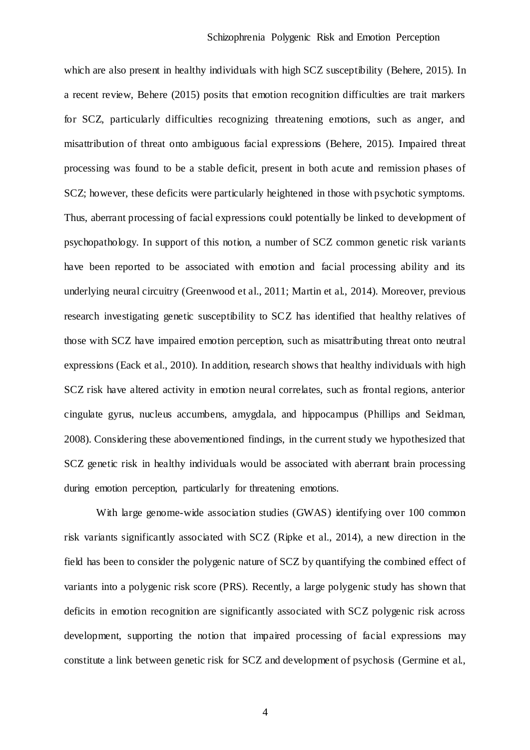which are also present in healthy individuals with high SCZ susceptibility (Behere, 2015). In a recent review, Behere (2015) posits that emotion recognition difficulties are trait markers for SCZ, particularly difficulties recognizing threatening emotions, such as anger, and misattribution of threat onto ambiguous facial expressions (Behere, 2015). Impaired threat processing was found to be a stable deficit, present in both acute and remission phases of SCZ; however, these deficits were particularly heightened in those with psychotic symptoms. Thus, aberrant processing of facial expressions could potentially be linked to development of psychopathology. In support of this notion, a number of SCZ common genetic risk variants have been reported to be associated with emotion and facial processing ability and its underlying neural circuitry (Greenwood et al., 2011; Martin et al., 2014). Moreover, previous research investigating genetic susceptibility to SCZ has identified that healthy relatives of those with SCZ have impaired emotion perception, such as misattributing threat onto neutral expressions (Eack et al., 2010). In addition, research shows that healthy individuals with high SCZ risk have altered activity in emotion neural correlates, such as frontal regions, anterior cingulate gyrus, nucleus accumbens, amygdala, and hippocampus (Phillips and Seidman, 2008). Considering these abovementioned findings, in the current study we hypothesized that SCZ genetic risk in healthy individuals would be associated with aberrant brain processing during emotion perception, particularly for threatening emotions.

With large genome-wide association studies (GWAS) identifying over 100 common risk variants significantly associated with SCZ (Ripke et al., 2014), a new direction in the field has been to consider the polygenic nature of SCZ by quantifying the combined effect of variants into a polygenic risk score (PRS). Recently, a large polygenic study has shown that deficits in emotion recognition are significantly associated with SCZ polygenic risk across development, supporting the notion that impaired processing of facial expressions may constitute a link between genetic risk for SCZ and development of psychosis (Germine et al.,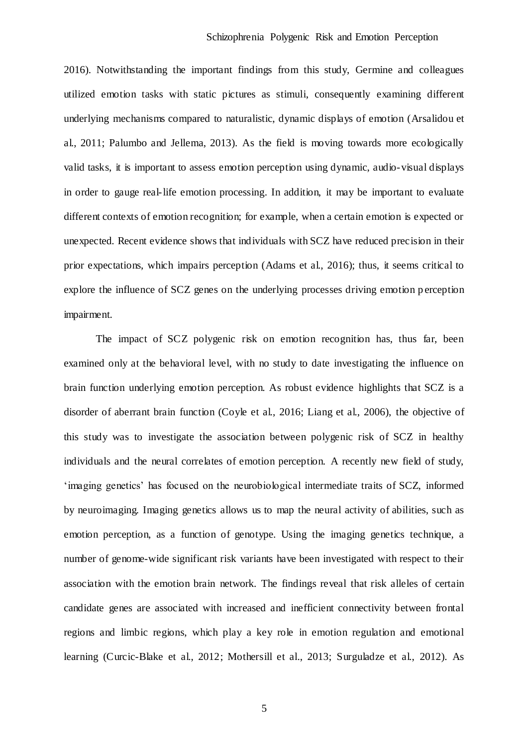2016). Notwithstanding the important findings from this study, Germine and colleagues utilized emotion tasks with static pictures as stimuli, consequently examining different underlying mechanisms compared to naturalistic, dynamic displays of emotion (Arsalidou et al., 2011; Palumbo and Jellema, 2013). As the field is moving towards more ecologically valid tasks, it is important to assess emotion perception using dynamic, audio-visual displays in order to gauge real-life emotion processing. In addition, it may be important to evaluate different contexts of emotion recognition; for example, when a certain emotion is expected or unexpected. Recent evidence shows that individuals with SCZ have reduced precision in their prior expectations, which impairs perception (Adams et al., 2016); thus, it seems critical to explore the influence of SCZ genes on the underlying processes driving emotion perception impairment.

The impact of SCZ polygenic risk on emotion recognition has, thus far, been examined only at the behavioral level, with no study to date investigating the influence on brain function underlying emotion perception. As robust evidence highlights that SCZ is a disorder of aberrant brain function (Coyle et al., 2016; Liang et al., 2006), the objective of this study was to investigate the association between polygenic risk of SCZ in healthy individuals and the neural correlates of emotion perception. A recently new field of study, 'imaging genetics' has focused on the neurobiological intermediate traits of SCZ, informed by neuroimaging. Imaging genetics allows us to map the neural activity of abilities, such as emotion perception, as a function of genotype. Using the imaging genetics technique, a number of genome-wide significant risk variants have been investigated with respect to their association with the emotion brain network. The findings reveal that risk alleles of certain candidate genes are associated with increased and inefficient connectivity between frontal regions and limbic regions, which play a key role in emotion regulation and emotional learning (Curcic-Blake et al., 2012; Mothersill et al., 2013; Surguladze et al., 2012). As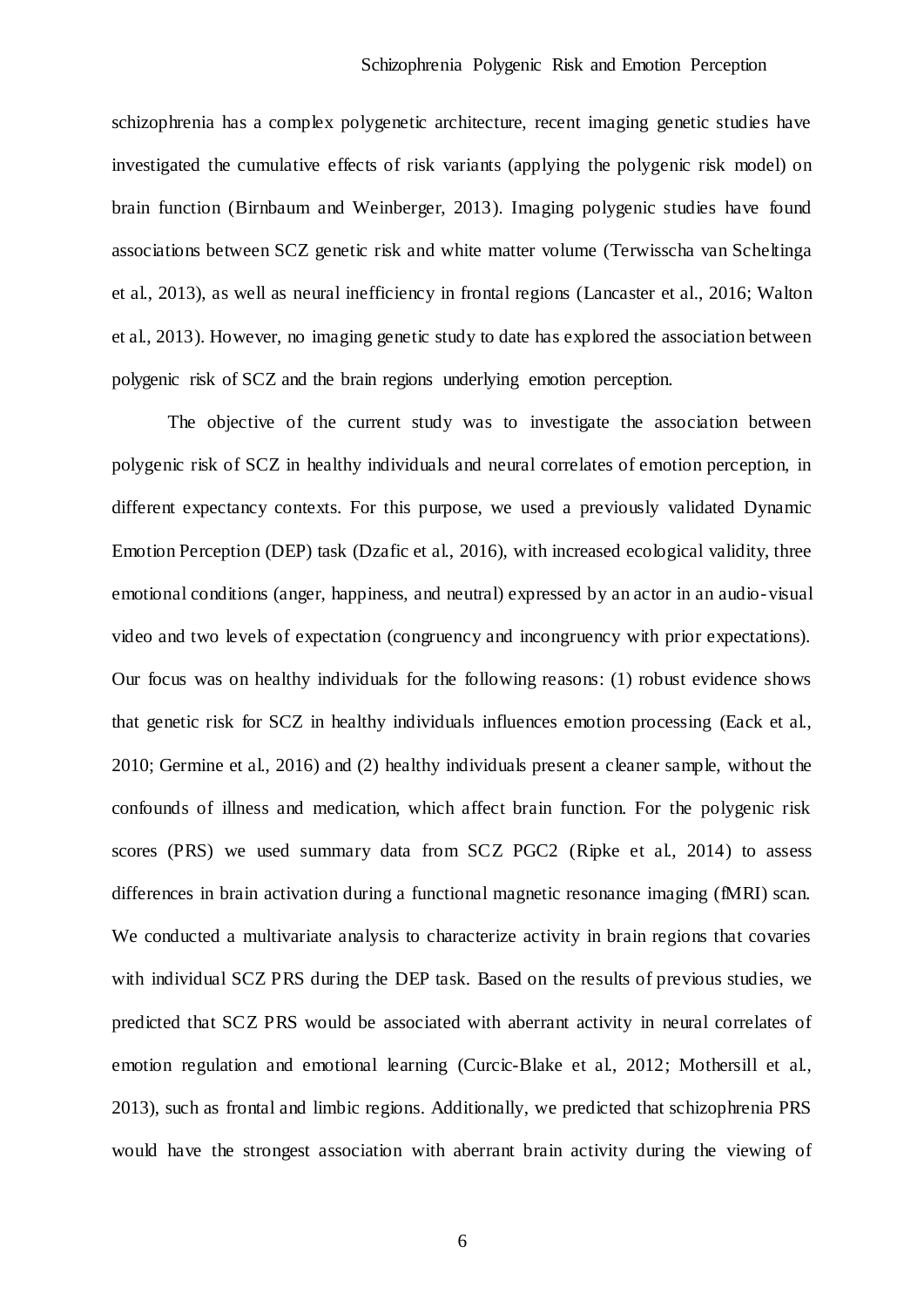schizophrenia has a complex polygenetic architecture, recent imaging genetic studies have investigated the cumulative effects of risk variants (applying the polygenic risk model) on brain function (Birnbaum and Weinberger, 2013). Imaging polygenic studies have found associations between SCZ genetic risk and white matter volume (Terwisscha van Scheltinga et al., 2013), as well as neural inefficiency in frontal regions (Lancaster et al., 2016; Walton et al., 2013). However, no imaging genetic study to date has explored the association between polygenic risk of SCZ and the brain regions underlying emotion perception.

The objective of the current study was to investigate the association between polygenic risk of SCZ in healthy individuals and neural correlates of emotion perception, in different expectancy contexts. For this purpose, we used a previously validated Dynamic Emotion Perception (DEP) task (Dzafic et al., 2016), with increased ecological validity, three emotional conditions (anger, happiness, and neutral) expressed by an actor in an audio-visual video and two levels of expectation (congruency and incongruency with prior expectations). Our focus was on healthy individuals for the following reasons: (1) robust evidence shows that genetic risk for SCZ in healthy individuals influences emotion processing (Eack et al., 2010; Germine et al., 2016) and (2) healthy individuals present a cleaner sample, without the confounds of illness and medication, which affect brain function. For the polygenic risk scores (PRS) we used summary data from SCZ PGC2 (Ripke et al., 2014) to assess differences in brain activation during a functional magnetic resonance imaging (fMRI) scan. We conducted a multivariate analysis to characterize activity in brain regions that covaries with individual SCZ PRS during the DEP task. Based on the results of previous studies, we predicted that SCZ PRS would be associated with aberrant activity in neural correlates of emotion regulation and emotional learning (Curcic-Blake et al., 2012; Mothersill et al., 2013), such as frontal and limbic regions. Additionally, we predicted that schizophrenia PRS would have the strongest association with aberrant brain activity during the viewing of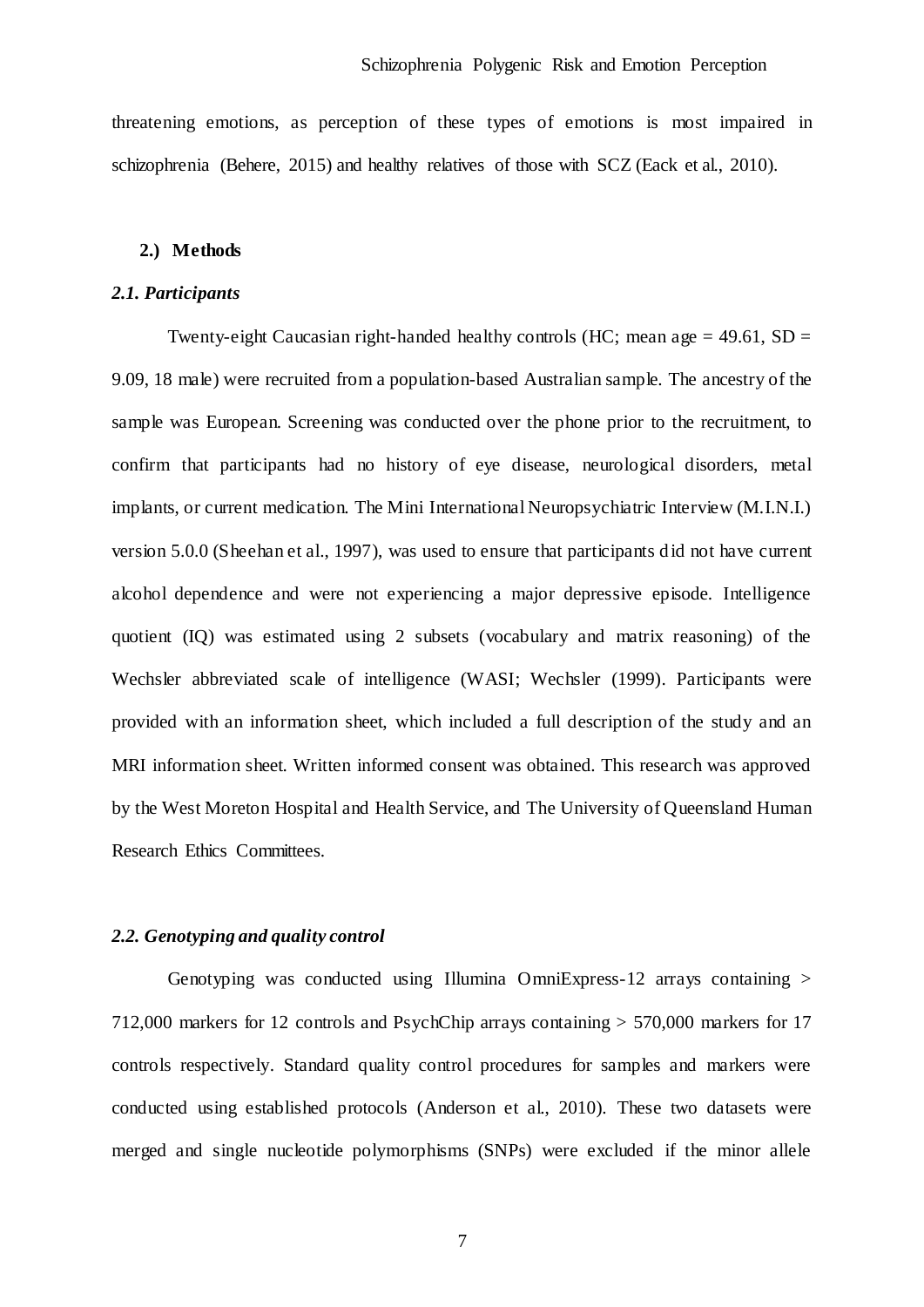threatening emotions, as perception of these types of emotions is most impaired in schizophrenia (Behere, 2015) and healthy relatives of those with SCZ (Eack et al., 2010).

## 2.) Methods

### *2.1. Participants*

Twenty-eight Caucasian right-handed healthy controls (HC; mean age = 49.61, SD = 9.09, 18 male) were recruited from a population-based Australian sample. The ancestry of the sample was European. Screening was conducted over the phone prior to the recruitment, to confirm that participants had no history of eye disease, neurological disorders, metal implants, or current medication. The Mini International Neuropsychiatric Interview (M.I.N.I.) version 5.0.0 (Sheehan et al., 1997), was used to ensure that participants did not have current alcohol dependence and were not experiencing a major depressive episode. Intelligence quotient (IQ) was estimated using 2 subsets (vocabulary and matrix reasoning) of the Wechsler abbreviated scale of intelligence (WASI; Wechsler (1999). Participants were provided with an information sheet, which included a full description of the study and an MRI information sheet. Written informed consent was obtained. This research was approved by the West Moreton Hospital and Health Service, and The University of Queensland Human Research Ethics Committees.

### *2.2. Genotyping and quality control*

Genotyping was conducted using Illumina OmniExpress-12 arrays containing > 712,000 markers for 12 controls and PsychChip arrays containing > 570,000 markers for 17 controls respectively. Standard quality control procedures for samples and markers were conducted using established protocols (Anderson et al., 2010). These two datasets were merged and single nucleotide polymorphisms (SNPs) were excluded if the minor allele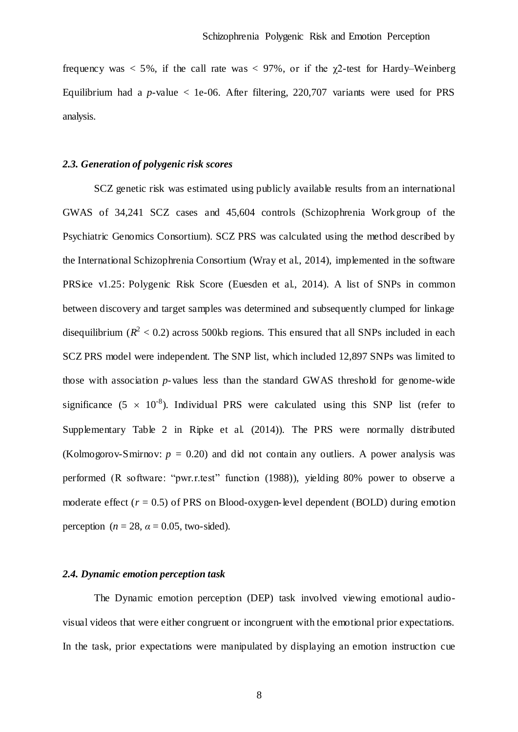frequency was < 5%, if the call rate was < 97%, or if the $\chi$2-test for Hardy–Weinberg Equilibrium had a *p*-value < 1e-06. After filtering, 220,707 variants were used for PRS analysis.

### *2.3. Generation of polygenic risk scores*

SCZ genetic risk was estimated using publicly available results from an international GWAS of 34,241 SCZ cases and 45,604 controls (Schizophrenia Workgroup of the Psychiatric Genomics Consortium). SCZ PRS was calculated using the method described by the International Schizophrenia Consortium (Wray et al., 2014), implemented in the software PRSice v1.25: Polygenic Risk Score (Euesden et al., 2014). A list of SNPs in common between discovery and target samples was determined and subsequently clumped for linkage disequilibrium ($R^2 < 0.2$) across 500kb regions. This ensured that all SNPs included in each SCZ PRS model were independent. The SNP list, which included 12,897 SNPs was limited to those with association *p*-values less than the standard GWAS threshold for genome-wide significance ($5 \times 10^{-8}$). Individual PRS were calculated using this SNP list (refer to Supplementary Table 2 in Ripke et al. (2014)). The PRS were normally distributed (Kolmogorov-Smirnov: $p = 0.20$) and did not contain any outliers. A power analysis was performed (R software: "pwr.r.test" function (1988)), yielding 80% power to observe a moderate effect ($r = 0.5$) of PRS on Blood-oxygen-level dependent (BOLD) during emotion perception ($n = 28$, $\alpha = 0.05$, two-sided).

### *2.4. Dynamic emotion perception task*

The Dynamic emotion perception (DEP) task involved viewing emotional audio-visual videos that were either congruent or incongruent with the emotional prior expectations. In the task, prior expectations were manipulated by displaying an emotion instruction cue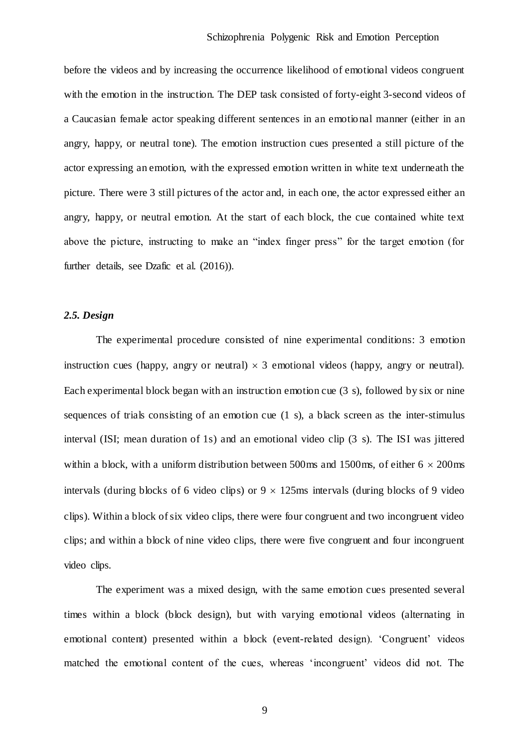before the videos and by increasing the occurrence likelihood of emotional videos congruent with the emotion in the instruction. The DEP task consisted of forty-eight 3-second videos of a Caucasian female actor speaking different sentences in an emotional manner (either in an angry, happy, or neutral tone). The emotion instruction cues presented a still picture of the actor expressing an emotion, with the expressed emotion written in white text underneath the picture. There were 3 still pictures of the actor and, in each one, the actor expressed either an angry, happy, or neutral emotion. At the start of each block, the cue contained white text above the picture, instructing to make an "index finger press" for the target emotion (for further details, see Dzafic et al. (2016)).

### *2.5. Design*

The experimental procedure consisted of nine experimental conditions: 3 emotion instruction cues (happy, angry or neutral) $\times$ 3 emotional videos (happy, angry or neutral). Each experimental block began with an instruction emotion cue (3 s), followed by six or nine sequences of trials consisting of an emotion cue (1 s), a black screen as the inter-stimulus interval (ISI; mean duration of 1s) and an emotional video clip (3 s). The ISI was jittered within a block, with a uniform distribution between 500ms and 1500ms, of either $6 \times 200$ms intervals (during blocks of 6 video clips) or $9 \times 125$ms intervals (during blocks of 9 video clips). Within a block of six video clips, there were four congruent and two incongruent video clips; and within a block of nine video clips, there were five congruent and four incongruent video clips.

The experiment was a mixed design, with the same emotion cues presented several times within a block (block design), but with varying emotional videos (alternating in emotional content) presented within a block (event-related design). 'Congruent' videos matched the emotional content of the cues, whereas 'incongruent' videos did not. The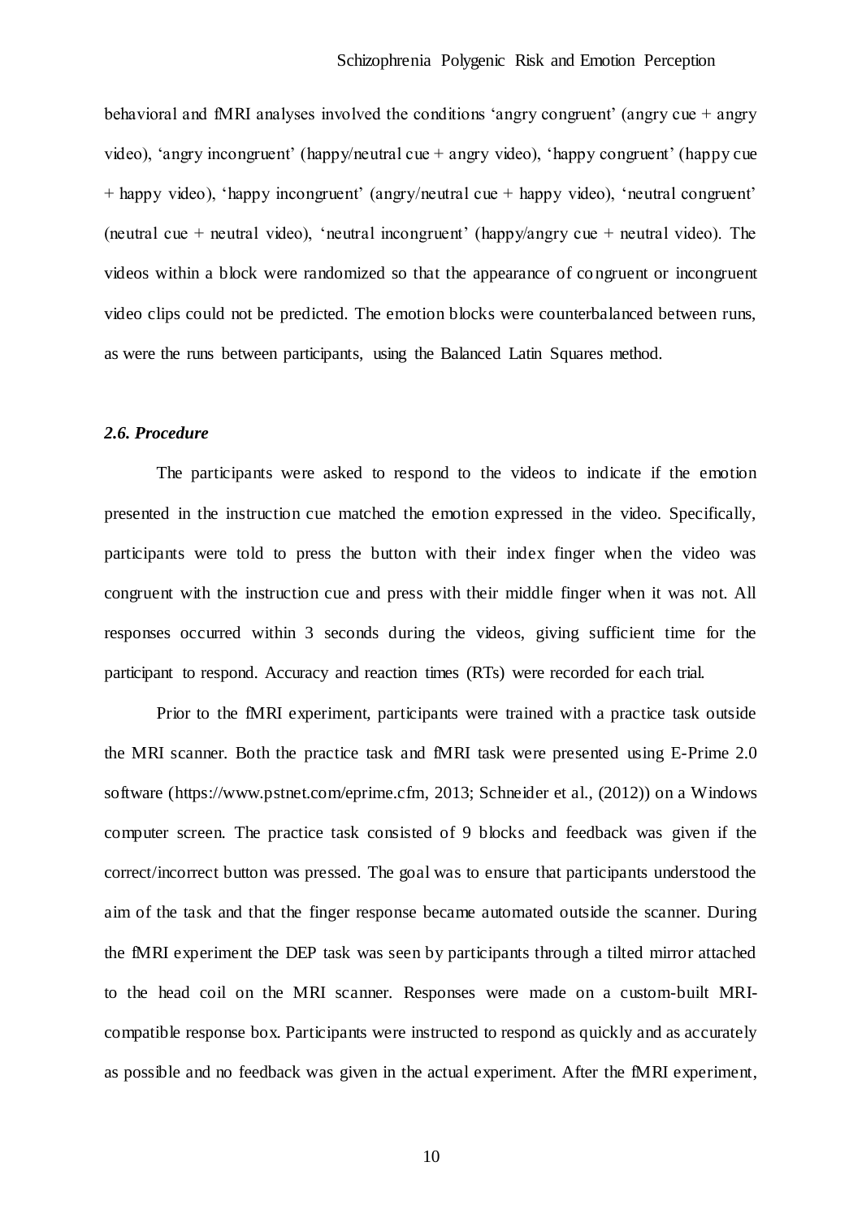behavioral and fMRI analyses involved the conditions 'angry congruent' (angry cue + angry video), 'angry incongruent' (happy/neutral cue + angry video), 'happy congruent' (happy cue + happy video), 'happy incongruent' (angry/neutral cue + happy video), 'neutral congruent' (neutral cue + neutral video), 'neutral incongruent' (happy/angry cue + neutral video). The videos within a block were randomized so that the appearance of congruent or incongruent video clips could not be predicted. The emotion blocks were counterbalanced between runs, as were the runs between participants, using the Balanced Latin Squares method.

### *2.6. Procedure*

The participants were asked to respond to the videos to indicate if the emotion presented in the instruction cue matched the emotion expressed in the video. Specifically, participants were told to press the button with their index finger when the video was congruent with the instruction cue and press with their middle finger when it was not. All responses occurred within 3 seconds during the videos, giving sufficient time for the participant to respond. Accuracy and reaction times (RTs) were recorded for each trial.

Prior to the fMRI experiment, participants were trained with a practice task outside the MRI scanner. Both the practice task and fMRI task were presented using E-Prime 2.0 software (https://www.pstnet.com/eprime.cfm, 2013; Schneider et al., (2012)) on a Windows computer screen. The practice task consisted of 9 blocks and feedback was given if the correct/incorrect button was pressed. The goal was to ensure that participants understood the aim of the task and that the finger response became automated outside the scanner. During the fMRI experiment the DEP task was seen by participants through a tilted mirror attached to the head coil on the MRI scanner. Responses were made on a custom-built MRI-compatible response box. Participants were instructed to respond as quickly and as accurately as possible and no feedback was given in the actual experiment. After the fMRI experiment,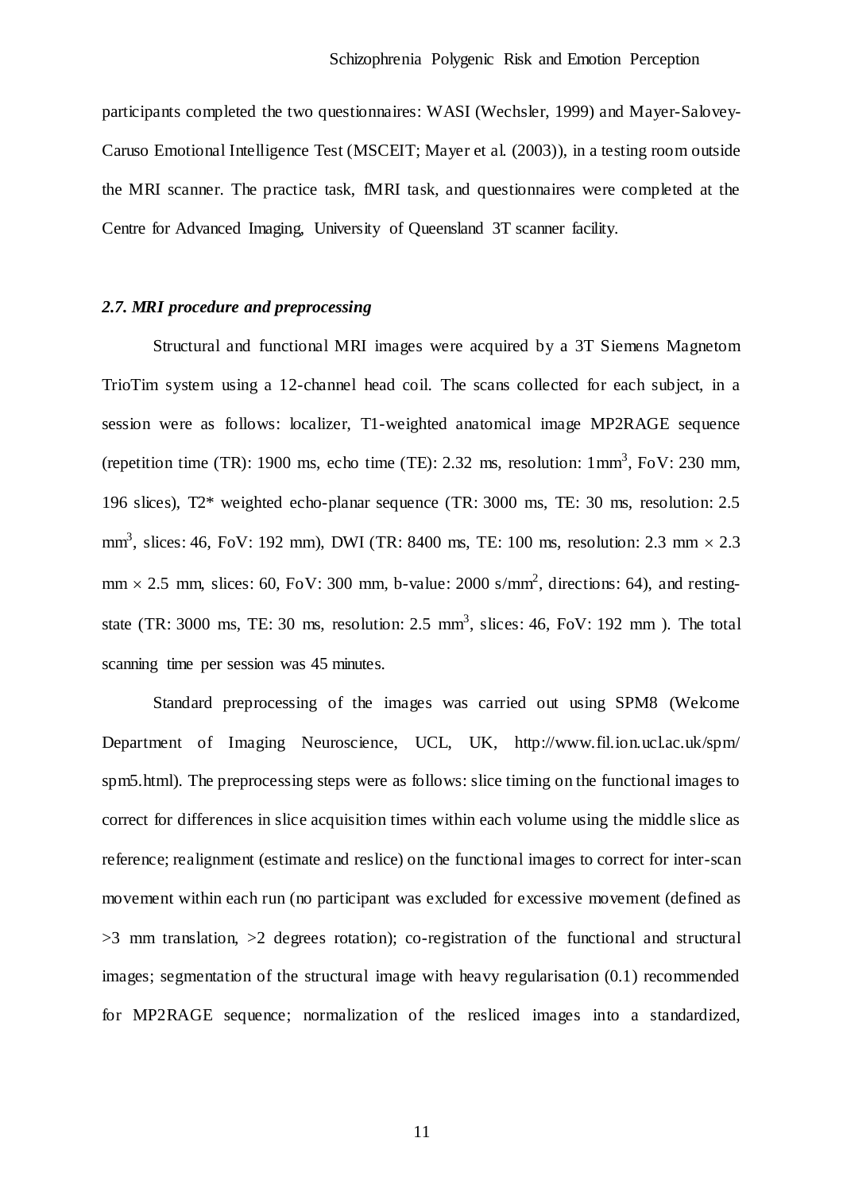participants completed the two questionnaires: WASI (Wechsler, 1999) and Mayer-Salovey-Caruso Emotional Intelligence Test (MSCEIT; Mayer et al. (2003)), in a testing room outside the MRI scanner. The practice task, fMRI task, and questionnaires were completed at the Centre for Advanced Imaging, University of Queensland 3T scanner facility.

### *2.7. MRI procedure and preprocessing*

Structural and functional MRI images were acquired by a 3T Siemens Magnetom TrioTim system using a 12-channel head coil. The scans collected for each subject, in a session were as follows: localizer, T1-weighted anatomical image MP2RAGE sequence (repetition time (TR): 1900 ms, echo time (TE): 2.32 ms, resolution: 1mm$^3$, FoV: 230 mm, 196 slices), T2* weighted echo-planar sequence (TR: 3000 ms, TE: 30 ms, resolution: 2.5 mm$^3$, slices: 46, FoV: 192 mm), DWI (TR: 8400 ms, TE: 100 ms, resolution: 2.3 mm $\times$ 2.3 mm $\times$ 2.5 mm, slices: 60, FoV: 300 mm, b-value: 2000 s/mm$^2$, directions: 64), and resting-state (TR: 3000 ms, TE: 30 ms, resolution: 2.5 mm$^3$, slices: 46, FoV: 192 mm ). The total scanning time per session was 45 minutes.

Standard preprocessing of the images was carried out using SPM8 (Welcome Department of Imaging Neuroscience, UCL, UK, http://www.fil.ion.ucl.ac.uk/spm/spm5.html). The preprocessing steps were as follows: slice timing on the functional images to correct for differences in slice acquisition times within each volume using the middle slice as reference; realignment (estimate and reslice) on the functional images to correct for inter-scan movement within each run (no participant was excluded for excessive movement (defined as >3 mm translation, >2 degrees rotation); co-registration of the functional and structural images; segmentation of the structural image with heavy regularisation (0.1) recommended for MP2RAGE sequence; normalization of the resliced images into a standardized,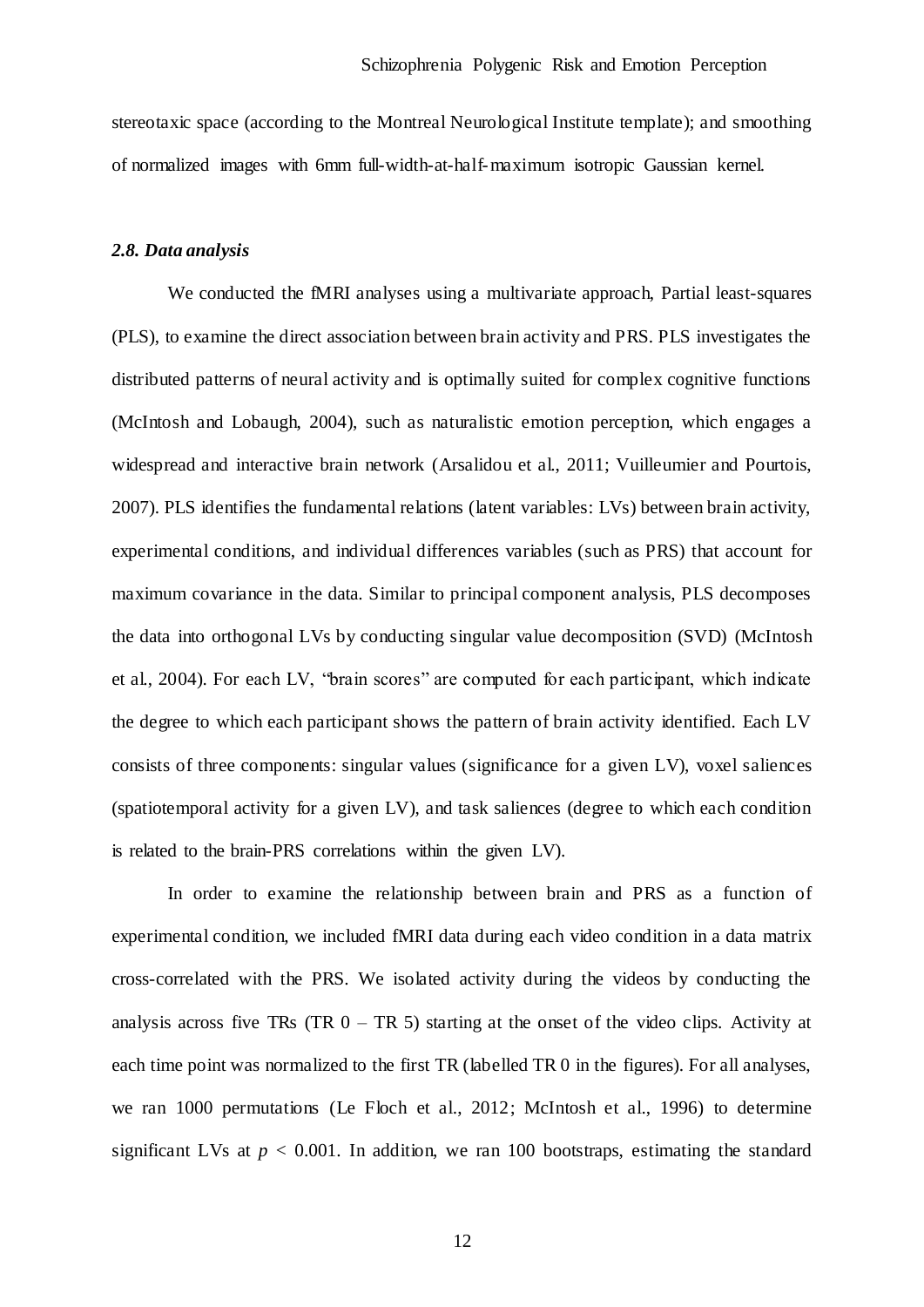stereotaxic space (according to the Montreal Neurological Institute template); and smoothing of normalized images with 6mm full-width-at-half-maximum isotropic Gaussian kernel.

### *2.8. Data analysis*

We conducted the fMRI analyses using a multivariate approach, Partial least-squares (PLS), to examine the direct association between brain activity and PRS. PLS investigates the distributed patterns of neural activity and is optimally suited for complex cognitive functions (McIntosh and Lobaugh, 2004), such as naturalistic emotion perception, which engages a widespread and interactive brain network (Arsalidou et al., 2011; Vuilleumier and Pourtois, 2007). PLS identifies the fundamental relations (latent variables: LVs) between brain activity, experimental conditions, and individual differences variables (such as PRS) that account for maximum covariance in the data. Similar to principal component analysis, PLS decomposes the data into orthogonal LVs by conducting singular value decomposition (SVD) (McIntosh et al., 2004). For each LV, "brain scores" are computed for each participant, which indicate the degree to which each participant shows the pattern of brain activity identified. Each LV consists of three components: singular values (significance for a given LV), voxel saliences (spatiotemporal activity for a given LV), and task saliences (degree to which each condition is related to the brain-PRS correlations within the given LV).

In order to examine the relationship between brain and PRS as a function of experimental condition, we included fMRI data during each video condition in a data matrix cross-correlated with the PRS. We isolated activity during the videos by conducting the analysis across five TRs (TR 0 – TR 5) starting at the onset of the video clips. Activity at each time point was normalized to the first TR (labelled TR 0 in the figures). For all analyses, we ran 1000 permutations (Le Floch et al., 2012; McIntosh et al., 1996) to determine significant LVs at $p < 0.001$. In addition, we ran 100 bootstraps, estimating the standard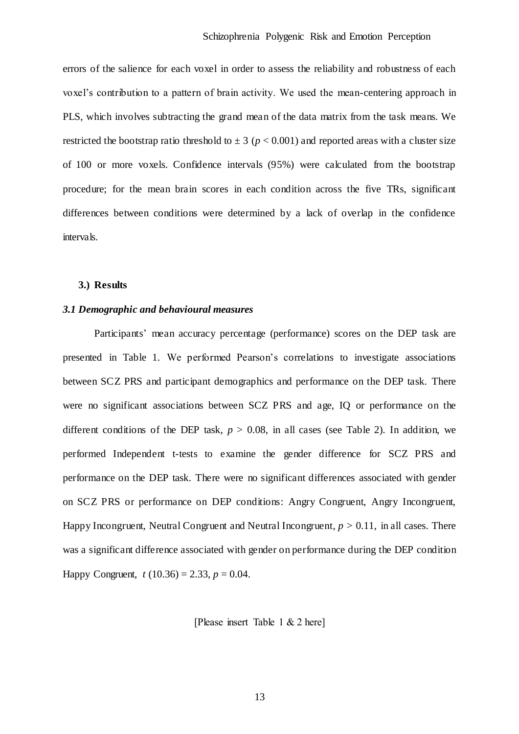errors of the salience for each voxel in order to assess the reliability and robustness of each voxel's contribution to a pattern of brain activity. We used the mean-centering approach in PLS, which involves subtracting the grand mean of the data matrix from the task means. We restricted the bootstrap ratio threshold to $\pm$ 3 ($p < 0.001$) and reported areas with a cluster size of 100 or more voxels. Confidence intervals (95%) were calculated from the bootstrap procedure; for the mean brain scores in each condition across the five TRs, significant differences between conditions were determined by a lack of overlap in the confidence intervals.

## 3.) Results

### *3.1 Demographic and behavioural measures*

Participants' mean accuracy percentage (performance) scores on the DEP task are presented in Table 1. We performed Pearson's correlations to investigate associations between SCZ PRS and participant demographics and performance on the DEP task. There were no significant associations between SCZ PRS and age, IQ or performance on the different conditions of the DEP task, $p > 0.08$, in all cases (see Table 2). In addition, we performed Independent t-tests to examine the gender difference for SCZ PRS and performance on the DEP task. There were no significant differences associated with gender on SCZ PRS or performance on DEP conditions: Angry Congruent, Angry Incongruent, Happy Incongruent, Neutral Congruent and Neutral Incongruent, $p > 0.11$, in all cases. There was a significant difference associated with gender on performance during the DEP condition Happy Congruent, $t\ (10.36) = 2.33$, $p = 0.04$.

[Please insert Table 1 & 2 here]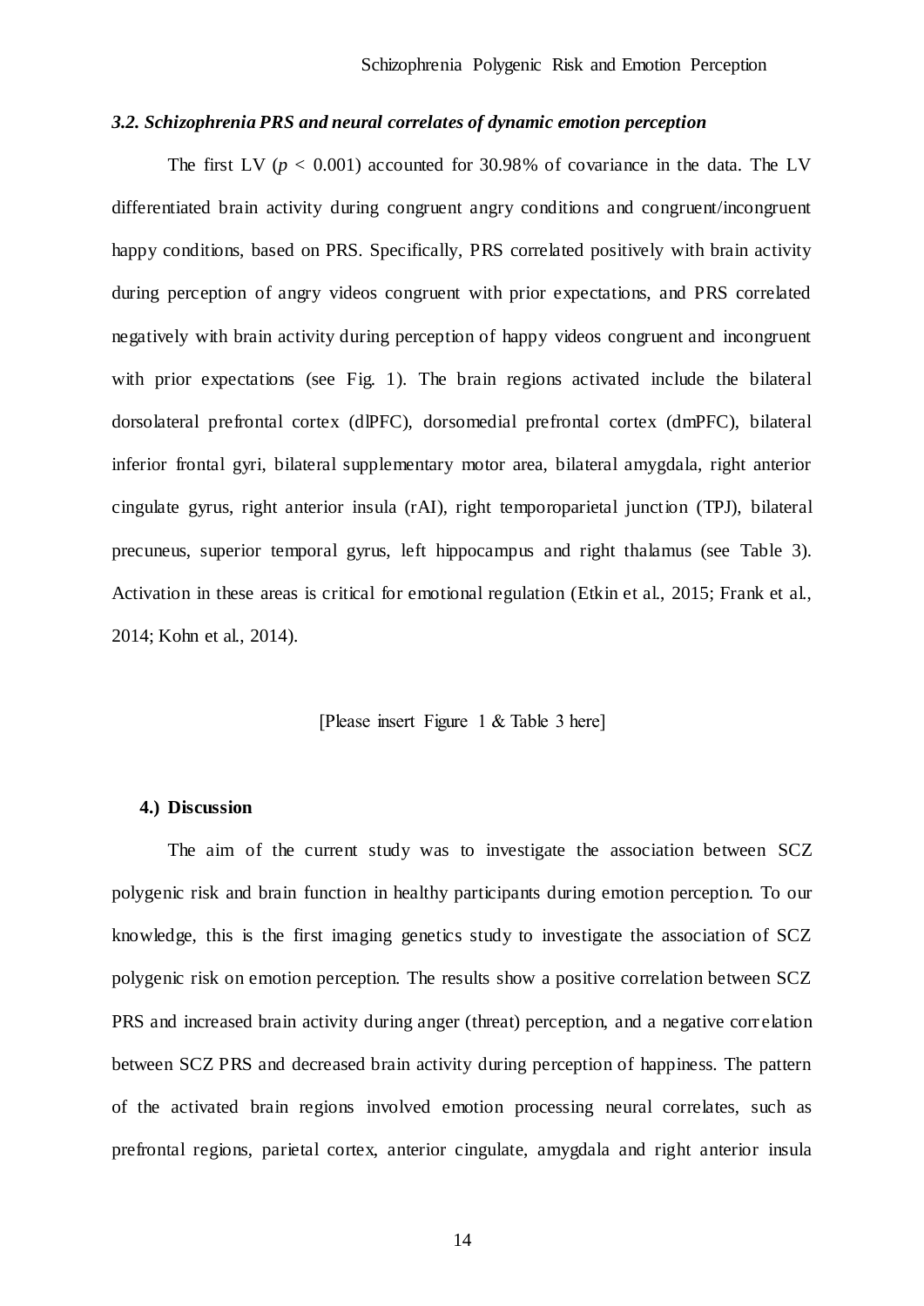### *3.2. Schizophrenia PRS and neural correlates of dynamic emotion perception*

The first LV ($p < 0.001$) accounted for 30.98% of covariance in the data. The LV differentiated brain activity during congruent angry conditions and congruent/incongruent happy conditions, based on PRS. Specifically, PRS correlated positively with brain activity during perception of angry videos congruent with prior expectations, and PRS correlated negatively with brain activity during perception of happy videos congruent and incongruent with prior expectations (see Fig. 1). The brain regions activated include the bilateral dorsolateral prefrontal cortex (dlPFC), dorsomedial prefrontal cortex (dmPFC), bilateral inferior frontal gyri, bilateral supplementary motor area, bilateral amygdala, right anterior cingulate gyrus, right anterior insula (rAI), right temporoparietal junction (TPJ), bilateral precuneus, superior temporal gyrus, left hippocampus and right thalamus (see Table 3). Activation in these areas is critical for emotional regulation (Etkin et al., 2015; Frank et al., 2014; Kohn et al., 2014).

[Please insert Figure 1 & Table 3 here]

## 4.) Discussion

The aim of the current study was to investigate the association between SCZ polygenic risk and brain function in healthy participants during emotion perception. To our knowledge, this is the first imaging genetics study to investigate the association of SCZ polygenic risk on emotion perception. The results show a positive correlation between SCZ PRS and increased brain activity during anger (threat) perception, and a negative correlation between SCZ PRS and decreased brain activity during perception of happiness. The pattern of the activated brain regions involved emotion processing neural correlates, such as prefrontal regions, parietal cortex, anterior cingulate, amygdala and right anterior insula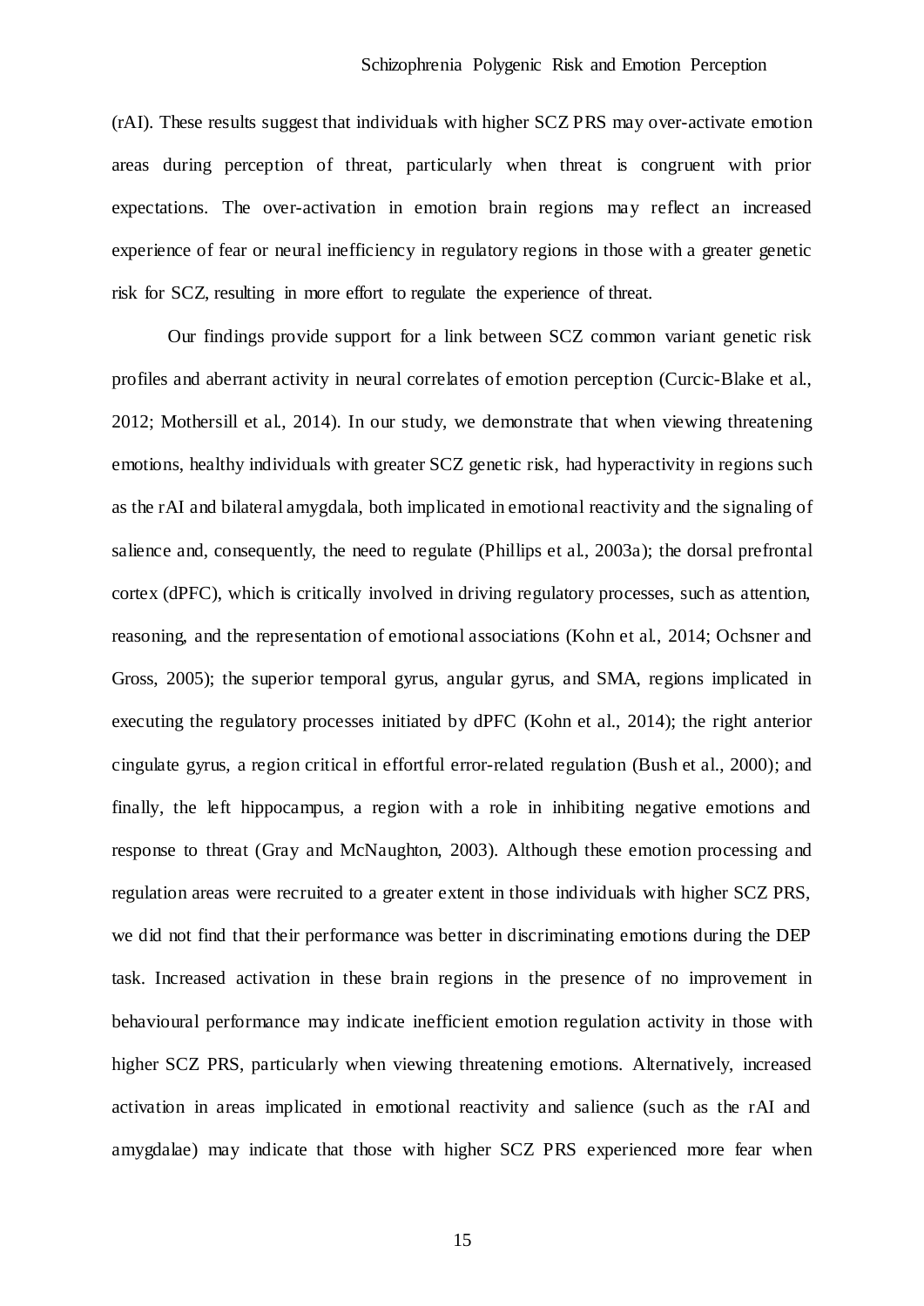(rAI). These results suggest that individuals with higher SCZ PRS may over-activate emotion areas during perception of threat, particularly when threat is congruent with prior expectations. The over-activation in emotion brain regions may reflect an increased experience of fear or neural inefficiency in regulatory regions in those with a greater genetic risk for SCZ, resulting in more effort to regulate the experience of threat.

Our findings provide support for a link between SCZ common variant genetic risk profiles and aberrant activity in neural correlates of emotion perception (Curcic-Blake et al., 2012; Mothersill et al., 2014). In our study, we demonstrate that when viewing threatening emotions, healthy individuals with greater SCZ genetic risk, had hyperactivity in regions such as the rAI and bilateral amygdala, both implicated in emotional reactivity and the signaling of salience and, consequently, the need to regulate (Phillips et al., 2003a); the dorsal prefrontal cortex (dPFC), which is critically involved in driving regulatory processes, such as attention, reasoning, and the representation of emotional associations (Kohn et al., 2014; Ochsner and Gross, 2005); the superior temporal gyrus, angular gyrus, and SMA, regions implicated in executing the regulatory processes initiated by dPFC (Kohn et al., 2014); the right anterior cingulate gyrus, a region critical in effortful error-related regulation (Bush et al., 2000); and finally, the left hippocampus, a region with a role in inhibiting negative emotions and response to threat (Gray and McNaughton, 2003). Although these emotion processing and regulation areas were recruited to a greater extent in those individuals with higher SCZ PRS, we did not find that their performance was better in discriminating emotions during the DEP task. Increased activation in these brain regions in the presence of no improvement in behavioural performance may indicate inefficient emotion regulation activity in those with higher SCZ PRS, particularly when viewing threatening emotions. Alternatively, increased activation in areas implicated in emotional reactivity and salience (such as the rAI and amygdalae) may indicate that those with higher SCZ PRS experienced more fear when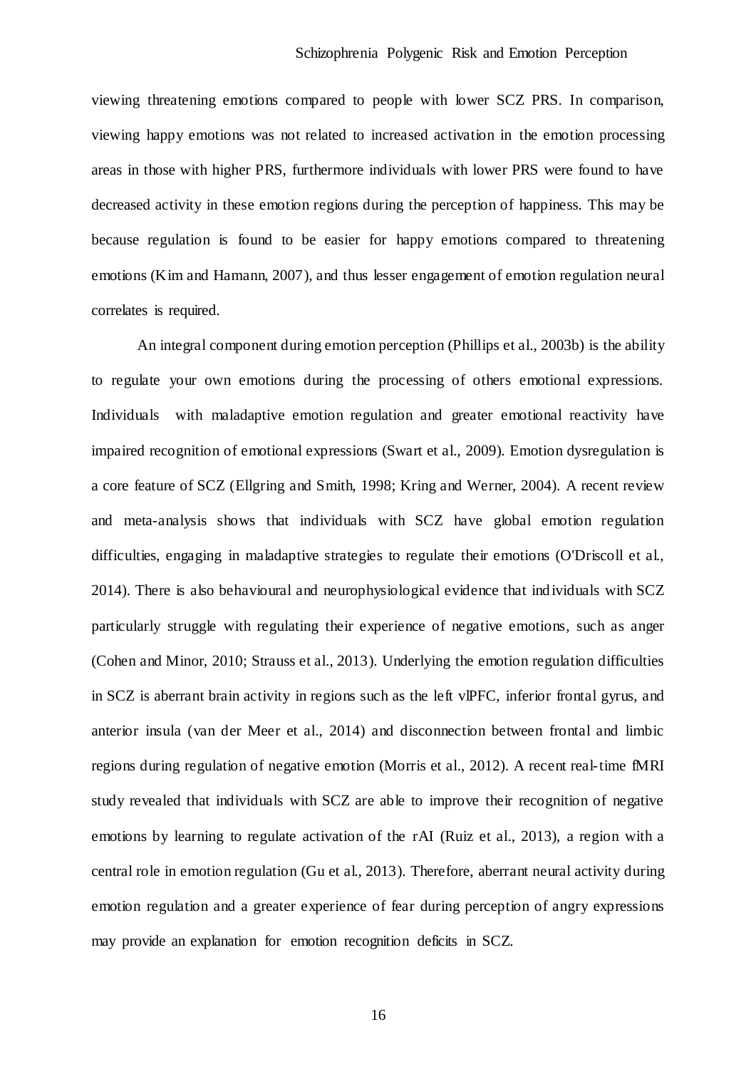viewing threatening emotions compared to people with lower SCZ PRS. In comparison, viewing happy emotions was not related to increased activation in the emotion processing areas in those with higher PRS, furthermore individuals with lower PRS were found to have decreased activity in these emotion regions during the perception of happiness. This may be because regulation is found to be easier for happy emotions compared to threatening emotions (Kim and Hamann, 2007), and thus lesser engagement of emotion regulation neural correlates is required.

An integral component during emotion perception (Phillips et al., 2003b) is the ability to regulate your own emotions during the processing of others emotional expressions. Individuals with maladaptive emotion regulation and greater emotional reactivity have impaired recognition of emotional expressions (Swart et al., 2009). Emotion dysregulation is a core feature of SCZ (Ellgring and Smith, 1998; Kring and Werner, 2004). A recent review and meta-analysis shows that individuals with SCZ have global emotion regulation difficulties, engaging in maladaptive strategies to regulate their emotions (O'Driscoll et al., 2014). There is also behavioural and neurophysiological evidence that individuals with SCZ particularly struggle with regulating their experience of negative emotions, such as anger (Cohen and Minor, 2010; Strauss et al., 2013). Underlying the emotion regulation difficulties in SCZ is aberrant brain activity in regions such as the left vlPFC, inferior frontal gyrus, and anterior insula (van der Meer et al., 2014) and disconnection between frontal and limbic regions during regulation of negative emotion (Morris et al., 2012). A recent real-time fMRI study revealed that individuals with SCZ are able to improve their recognition of negative emotions by learning to regulate activation of the rAI (Ruiz et al., 2013), a region with a central role in emotion regulation (Gu et al., 2013). Therefore, aberrant neural activity during emotion regulation and a greater experience of fear during perception of angry expressions may provide an explanation for emotion recognition deficits in SCZ.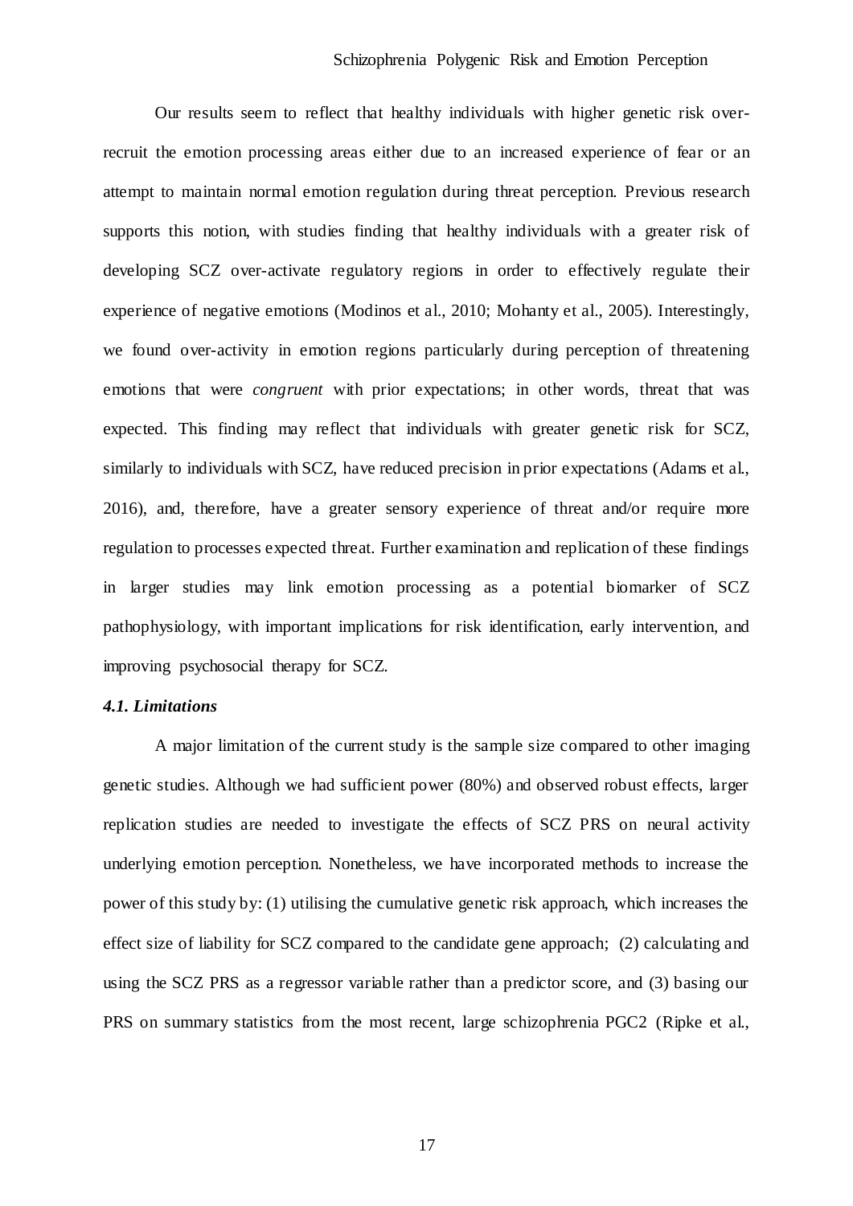Our results seem to reflect that healthy individuals with higher genetic risk over-recruit the emotion processing areas either due to an increased experience of fear or an attempt to maintain normal emotion regulation during threat perception. Previous research supports this notion, with studies finding that healthy individuals with a greater risk of developing SCZ over-activate regulatory regions in order to effectively regulate their experience of negative emotions (Modinos et al., 2010; Mohanty et al., 2005). Interestingly, we found over-activity in emotion regions particularly during perception of threatening emotions that were *congruent* with prior expectations; in other words, threat that was expected. This finding may reflect that individuals with greater genetic risk for SCZ, similarly to individuals with SCZ, have reduced precision in prior expectations (Adams et al., 2016), and, therefore, have a greater sensory experience of threat and/or require more regulation to processes expected threat. Further examination and replication of these findings in larger studies may link emotion processing as a potential biomarker of SCZ pathophysiology, with important implications for risk identification, early intervention, and improving psychosocial therapy for SCZ.

### *4.1. Limitations*

A major limitation of the current study is the sample size compared to other imaging genetic studies. Although we had sufficient power (80%) and observed robust effects, larger replication studies are needed to investigate the effects of SCZ PRS on neural activity underlying emotion perception. Nonetheless, we have incorporated methods to increase the power of this study by: (1) utilising the cumulative genetic risk approach, which increases the effect size of liability for SCZ compared to the candidate gene approach; (2) calculating and using the SCZ PRS as a regressor variable rather than a predictor score, and (3) basing our PRS on summary statistics from the most recent, large schizophrenia PGC2 (Ripke et al.,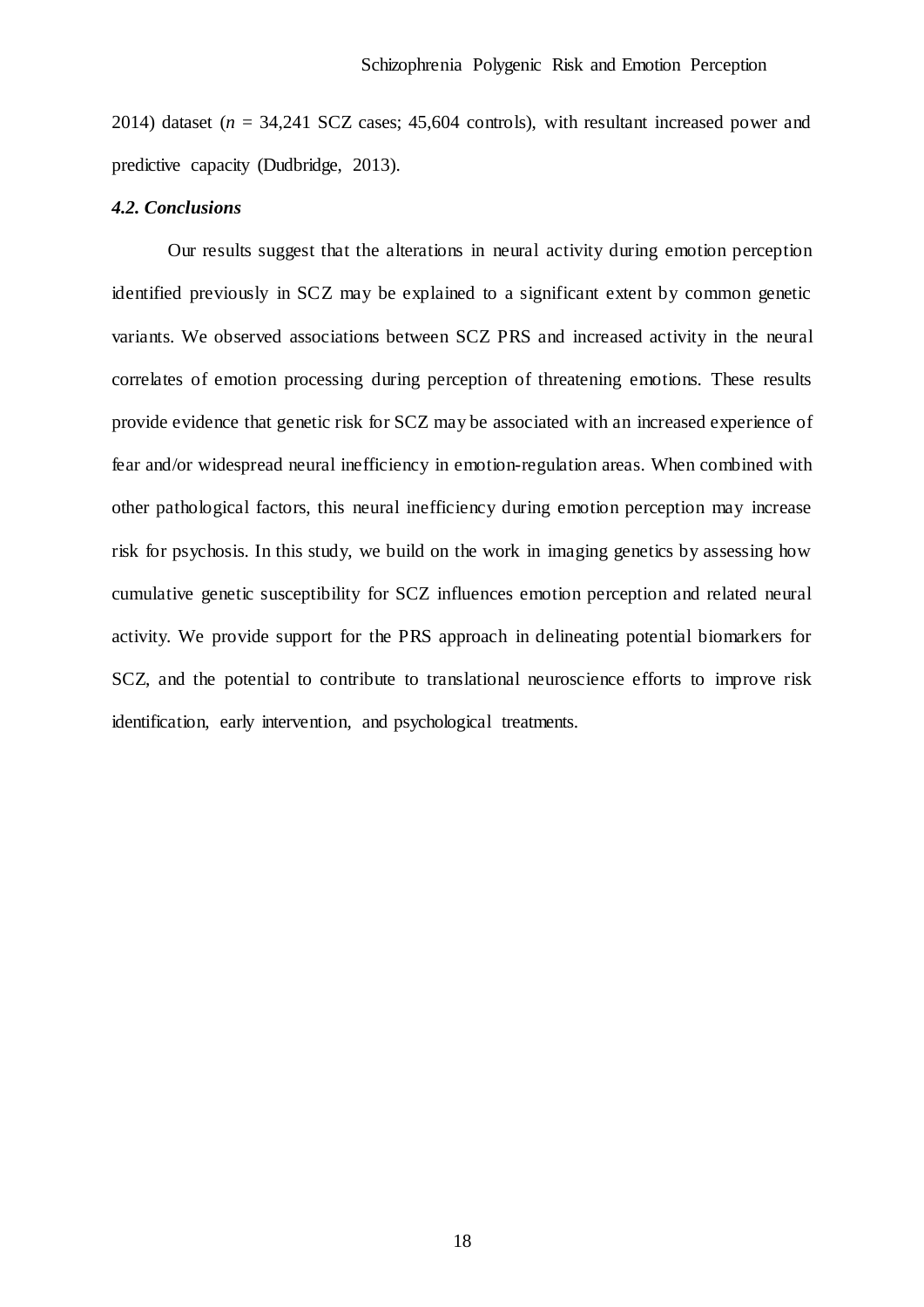2014) dataset ($n$ = 34,241 SCZ cases; 45,604 controls), with resultant increased power and predictive capacity (Dudbridge, 2013).

### *4.2. Conclusions*

Our results suggest that the alterations in neural activity during emotion perception identified previously in SCZ may be explained to a significant extent by common genetic variants. We observed associations between SCZ PRS and increased activity in the neural correlates of emotion processing during perception of threatening emotions. These results provide evidence that genetic risk for SCZ may be associated with an increased experience of fear and/or widespread neural inefficiency in emotion-regulation areas. When combined with other pathological factors, this neural inefficiency during emotion perception may increase risk for psychosis. In this study, we build on the work in imaging genetics by assessing how cumulative genetic susceptibility for SCZ influences emotion perception and related neural activity. We provide support for the PRS approach in delineating potential biomarkers for SCZ, and the potential to contribute to translational neuroscience efforts to improve risk identification, early intervention, and psychological treatments.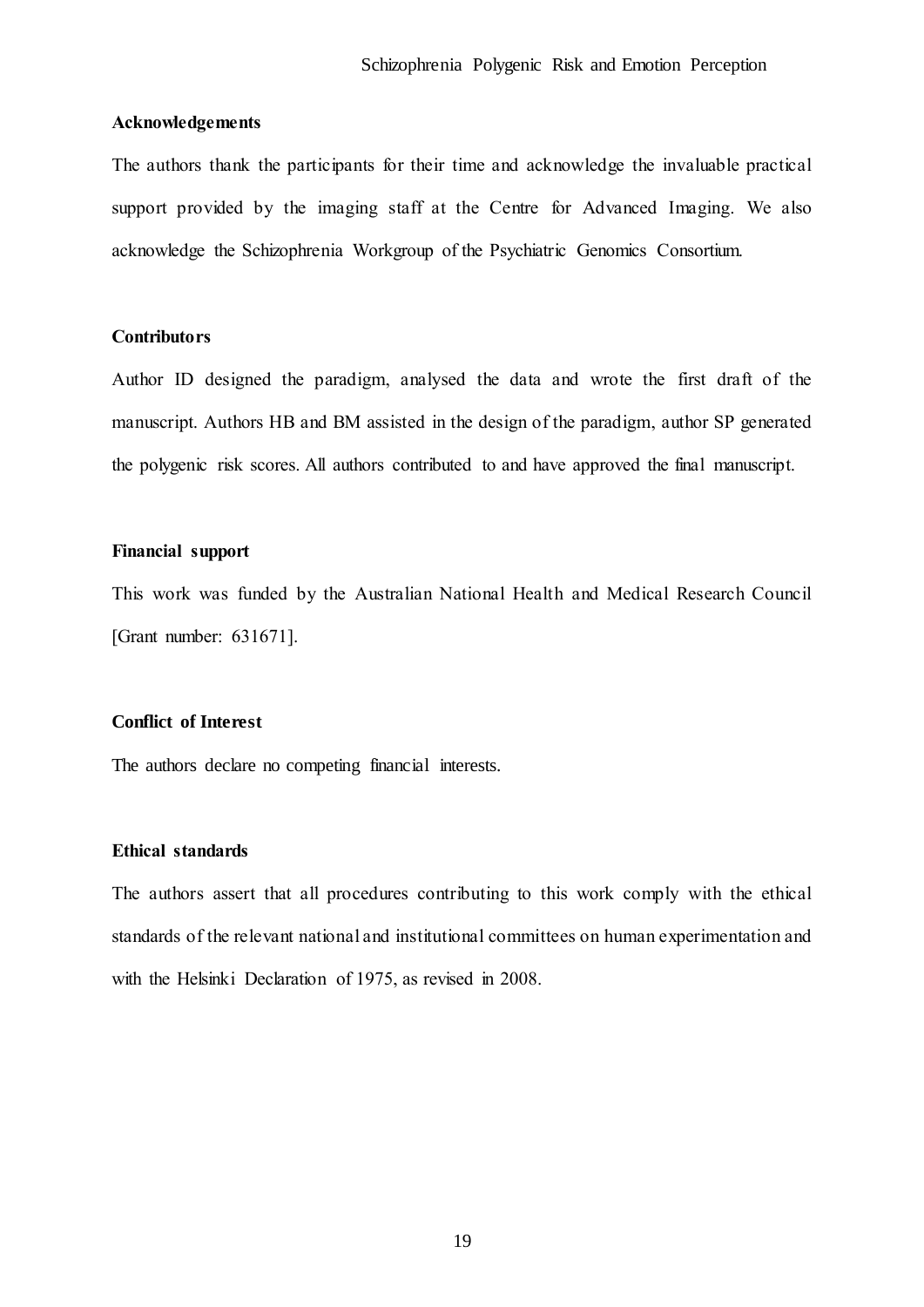**Acknowledgements**

The authors thank the participants for their time and acknowledge the invaluable practical support provided by the imaging staff at the Centre for Advanced Imaging. We also acknowledge the Schizophrenia Workgroup of the Psychiatric Genomics Consortium.

**Contributors**

Author ID designed the paradigm, analysed the data and wrote the first draft of the manuscript. Authors HB and BM assisted in the design of the paradigm, author SP generated the polygenic risk scores. All authors contributed to and have approved the final manuscript.

**Financial support**

This work was funded by the Australian National Health and Medical Research Council [Grant number: 631671].

**Conflict of Interest**

The authors declare no competing financial interests.

**Ethical standards**

The authors assert that all procedures contributing to this work comply with the ethical standards of the relevant national and institutional committees on human experimentation and with the Helsinki Declaration of 1975, as revised in 2008.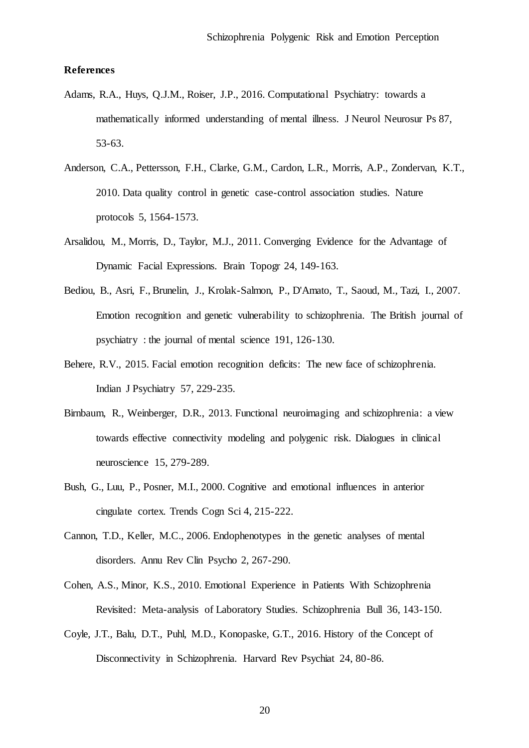**References**

Adams, R.A., Huys, Q.J.M., Roiser, J.P., 2016. Computational Psychiatry: towards a mathematically informed understanding of mental illness. J Neurol Neurosur Ps 87, 53-63.

Anderson, C.A., Pettersson, F.H., Clarke, G.M., Cardon, L.R., Morris, A.P., Zondervan, K.T., 2010. Data quality control in genetic case-control association studies. Nature protocols 5, 1564-1573.

Arsalidou, M., Morris, D., Taylor, M.J., 2011. Converging Evidence for the Advantage of Dynamic Facial Expressions. Brain Topogr 24, 149-163.

Bediou, B., Asri, F., Brunelin, J., Krolak-Salmon, P., D'Amato, T., Saoud, M., Tazi, I., 2007. Emotion recognition and genetic vulnerability to schizophrenia. The British journal of psychiatry : the journal of mental science 191, 126-130.

Behere, R.V., 2015. Facial emotion recognition deficits: The new face of schizophrenia. Indian J Psychiatry 57, 229-235.

Birnbaum, R., Weinberger, D.R., 2013. Functional neuroimaging and schizophrenia: a view towards effective connectivity modeling and polygenic risk. Dialogues in clinical neuroscience 15, 279-289.

Bush, G., Luu, P., Posner, M.I., 2000. Cognitive and emotional influences in anterior cingulate cortex. Trends Cogn Sci 4, 215-222.

Cannon, T.D., Keller, M.C., 2006. Endophenotypes in the genetic analyses of mental disorders. Annu Rev Clin Psycho 2, 267-290.

Cohen, A.S., Minor, K.S., 2010. Emotional Experience in Patients With Schizophrenia Revisited: Meta-analysis of Laboratory Studies. Schizophrenia Bull 36, 143-150.

Coyle, J.T., Balu, D.T., Puhl, M.D., Konopaske, G.T., 2016. History of the Concept of Disconnectivity in Schizophrenia. Harvard Rev Psychiat 24, 80-86.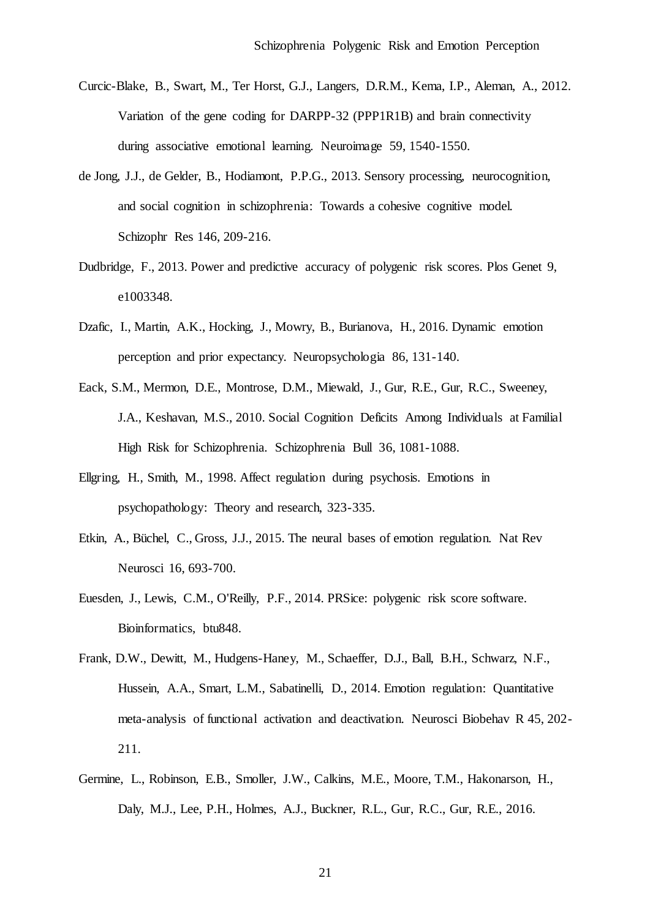Curcic-Blake, B., Swart, M., Ter Horst, G.J., Langers, D.R.M., Kema, I.P., Aleman, A., 2012. Variation of the gene coding for DARPP-32 (PPP1R1B) and brain connectivity during associative emotional learning. Neuroimage 59, 1540-1550.

de Jong, J.J., de Gelder, B., Hodiamont, P.P.G., 2013. Sensory processing, neurocognition, and social cognition in schizophrenia: Towards a cohesive cognitive model. Schizophr Res 146, 209-216.

Dudbridge, F., 2013. Power and predictive accuracy of polygenic risk scores. Plos Genet 9, e1003348.

Dzafic, I., Martin, A.K., Hocking, J., Mowry, B., Burianova, H., 2016. Dynamic emotion perception and prior expectancy. Neuropsychologia 86, 131-140.

Eack, S.M., Mermon, D.E., Montrose, D.M., Miewald, J., Gur, R.E., Gur, R.C., Sweeney, J.A., Keshavan, M.S., 2010. Social Cognition Deficits Among Individuals at Familial High Risk for Schizophrenia. Schizophrenia Bull 36, 1081-1088.

Ellgring, H., Smith, M., 1998. Affect regulation during psychosis. Emotions in psychopathology: Theory and research, 323-335.

Etkin, A., Büchel, C., Gross, J.J., 2015. The neural bases of emotion regulation. Nat Rev Neurosci 16, 693-700.

Euesden, J., Lewis, C.M., O'Reilly, P.F., 2014. PRSice: polygenic risk score software. Bioinformatics, btu848.

Frank, D.W., Dewitt, M., Hudgens-Haney, M., Schaeffer, D.J., Ball, B.H., Schwarz, N.F., Hussein, A.A., Smart, L.M., Sabatinelli, D., 2014. Emotion regulation: Quantitative meta-analysis of functional activation and deactivation. Neurosci Biobehav R 45, 202-211.

Germine, L., Robinson, E.B., Smoller, J.W., Calkins, M.E., Moore, T.M., Hakonarson, H., Daly, M.J., Lee, P.H., Holmes, A.J., Buckner, R.L., Gur, R.C., Gur, R.E., 2016.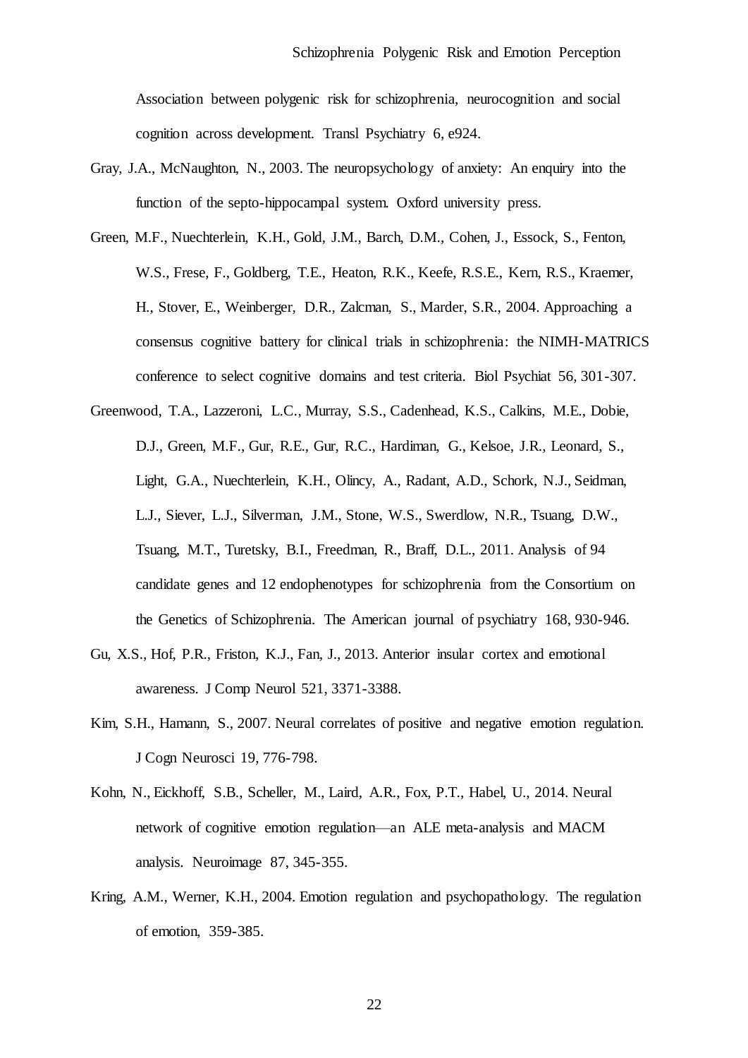Association between polygenic risk for schizophrenia, neurocognition and social cognition across development. Transl Psychiatry 6, e924.

Gray, J.A., McNaughton, N., 2003. The neuropsychology of anxiety: An enquiry into the function of the septo-hippocampal system. Oxford university press.

Green, M.F., Nuechterlein, K.H., Gold, J.M., Barch, D.M., Cohen, J., Essock, S., Fenton, W.S., Frese, F., Goldberg, T.E., Heaton, R.K., Keefe, R.S.E., Kern, R.S., Kraemer, H., Stover, E., Weinberger, D.R., Zalcman, S., Marder, S.R., 2004. Approaching a consensus cognitive battery for clinical trials in schizophrenia: the NIMH-MATRICS conference to select cognitive domains and test criteria. Biol Psychiat 56, 301-307.

Greenwood, T.A., Lazzeroni, L.C., Murray, S.S., Cadenhead, K.S., Calkins, M.E., Dobie, D.J., Green, M.F., Gur, R.E., Gur, R.C., Hardiman, G., Kelsoe, J.R., Leonard, S., Light, G.A., Nuechterlein, K.H., Olincy, A., Radant, A.D., Schork, N.J., Seidman, L.J., Siever, L.J., Silverman, J.M., Stone, W.S., Swerdlow, N.R., Tsuang, D.W., Tsuang, M.T., Turetsky, B.I., Freedman, R., Braff, D.L., 2011. Analysis of 94 candidate genes and 12 endophenotypes for schizophrenia from the Consortium on the Genetics of Schizophrenia. The American journal of psychiatry 168, 930-946.

Gu, X.S., Hof, P.R., Friston, K.J., Fan, J., 2013. Anterior insular cortex and emotional awareness. J Comp Neurol 521, 3371-3388.

Kim, S.H., Hamann, S., 2007. Neural correlates of positive and negative emotion regulation. J Cogn Neurosci 19, 776-798.

Kohn, N., Eickhoff, S.B., Scheller, M., Laird, A.R., Fox, P.T., Habel, U., 2014. Neural network of cognitive emotion regulation—an ALE meta-analysis and MACM analysis. Neuroimage 87, 345-355.

Kring, A.M., Werner, K.H., 2004. Emotion regulation and psychopathology. The regulation of emotion, 359-385.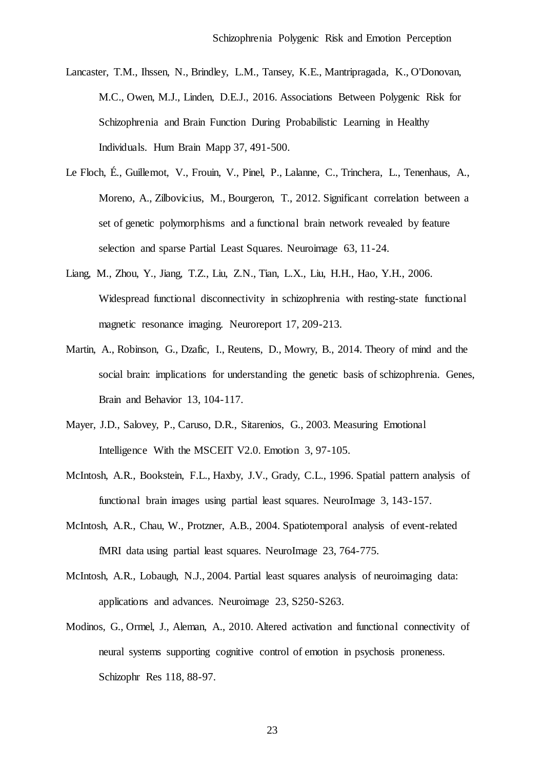Lancaster, T.M., Ihssen, N., Brindley, L.M., Tansey, K.E., Mantripragada, K., O'Donovan, M.C., Owen, M.J., Linden, D.E.J., 2016. Associations Between Polygenic Risk for Schizophrenia and Brain Function During Probabilistic Learning in Healthy Individuals. Hum Brain Mapp 37, 491-500.

Le Floch, É., Guillemot, V., Frouin, V., Pinel, P., Lalanne, C., Trinchera, L., Tenenhaus, A., Moreno, A., Zilbovicius, M., Bourgeron, T., 2012. Significant correlation between a set of genetic polymorphisms and a functional brain network revealed by feature selection and sparse Partial Least Squares. Neuroimage 63, 11-24.

Liang, M., Zhou, Y., Jiang, T.Z., Liu, Z.N., Tian, L.X., Liu, H.H., Hao, Y.H., 2006. Widespread functional disconnectivity in schizophrenia with resting-state functional magnetic resonance imaging. Neuroreport 17, 209-213.

Martin, A., Robinson, G., Dzafic, I., Reutens, D., Mowry, B., 2014. Theory of mind and the social brain: implications for understanding the genetic basis of schizophrenia. Genes, Brain and Behavior 13, 104-117.

Mayer, J.D., Salovey, P., Caruso, D.R., Sitarenios, G., 2003. Measuring Emotional Intelligence With the MSCEIT V2.0. Emotion 3, 97-105.

McIntosh, A.R., Bookstein, F.L., Haxby, J.V., Grady, C.L., 1996. Spatial pattern analysis of functional brain images using partial least squares. NeuroImage 3, 143-157.

McIntosh, A.R., Chau, W., Protzner, A.B., 2004. Spatiotemporal analysis of event-related fMRI data using partial least squares. NeuroImage 23, 764-775.

McIntosh, A.R., Lobaugh, N.J., 2004. Partial least squares analysis of neuroimaging data: applications and advances. Neuroimage 23, S250-S263.

Modinos, G., Ormel, J., Aleman, A., 2010. Altered activation and functional connectivity of neural systems supporting cognitive control of emotion in psychosis proneness. Schizophr Res 118, 88-97.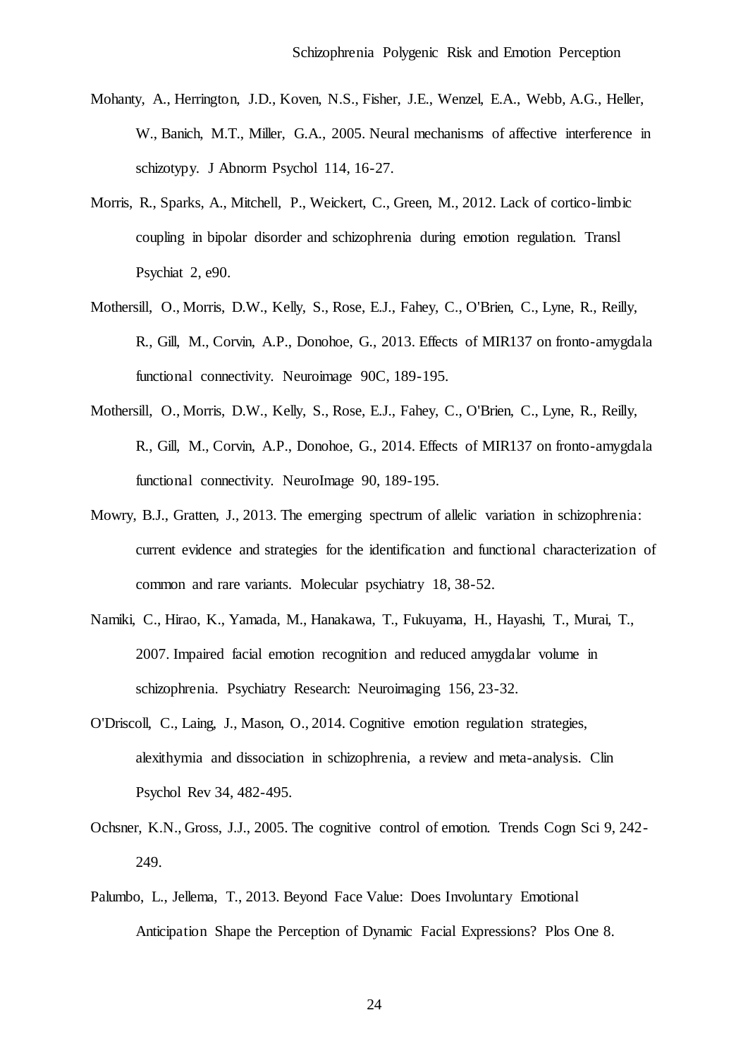Mohanty, A., Herrington, J.D., Koven, N.S., Fisher, J.E., Wenzel, E.A., Webb, A.G., Heller, W., Banich, M.T., Miller, G.A., 2005. Neural mechanisms of affective interference in schizotypy. J Abnorm Psychol 114, 16-27.

Morris, R., Sparks, A., Mitchell, P., Weickert, C., Green, M., 2012. Lack of cortico-limbic coupling in bipolar disorder and schizophrenia during emotion regulation. Transl Psychiat 2, e90.

Mothersill, O., Morris, D.W., Kelly, S., Rose, E.J., Fahey, C., O'Brien, C., Lyne, R., Reilly, R., Gill, M., Corvin, A.P., Donohoe, G., 2013. Effects of MIR137 on fronto-amygdala functional connectivity. Neuroimage 90C, 189-195.

Mothersill, O., Morris, D.W., Kelly, S., Rose, E.J., Fahey, C., O'Brien, C., Lyne, R., Reilly, R., Gill, M., Corvin, A.P., Donohoe, G., 2014. Effects of MIR137 on fronto-amygdala functional connectivity. NeuroImage 90, 189-195.

Mowry, B.J., Gratten, J., 2013. The emerging spectrum of allelic variation in schizophrenia: current evidence and strategies for the identification and functional characterization of common and rare variants. Molecular psychiatry 18, 38-52.

Namiki, C., Hirao, K., Yamada, M., Hanakawa, T., Fukuyama, H., Hayashi, T., Murai, T., 2007. Impaired facial emotion recognition and reduced amygdalar volume in schizophrenia. Psychiatry Research: Neuroimaging 156, 23-32.

O'Driscoll, C., Laing, J., Mason, O., 2014. Cognitive emotion regulation strategies, alexithymia and dissociation in schizophrenia, a review and meta-analysis. Clin Psychol Rev 34, 482-495.

Ochsner, K.N., Gross, J.J., 2005. The cognitive control of emotion. Trends Cogn Sci 9, 242-249.

Palumbo, L., Jellema, T., 2013. Beyond Face Value: Does Involuntary Emotional Anticipation Shape the Perception of Dynamic Facial Expressions? Plos One 8.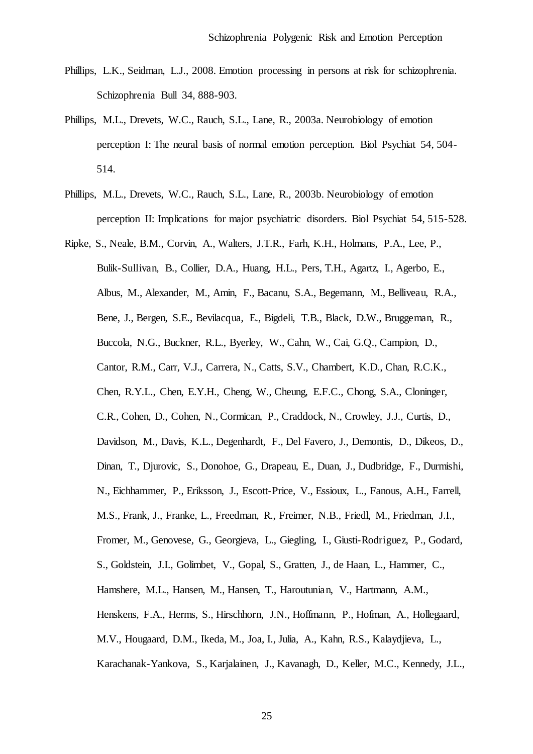Phillips, L.K., Seidman, L.J., 2008. Emotion processing in persons at risk for schizophrenia. Schizophrenia Bull 34, 888-903.

Phillips, M.L., Drevets, W.C., Rauch, S.L., Lane, R., 2003a. Neurobiology of emotion perception I: The neural basis of normal emotion perception. Biol Psychiat 54, 504-514.

Phillips, M.L., Drevets, W.C., Rauch, S.L., Lane, R., 2003b. Neurobiology of emotion perception II: Implications for major psychiatric disorders. Biol Psychiat 54, 515-528.

Ripke, S., Neale, B.M., Corvin, A., Walters, J.T.R., Farh, K.H., Holmans, P.A., Lee, P., Bulik-Sullivan, B., Collier, D.A., Huang, H.L., Pers, T.H., Agartz, I., Agerbo, E., Albus, M., Alexander, M., Amin, F., Bacanu, S.A., Begemann, M., Belliveau, R.A., Bene, J., Bergen, S.E., Bevilacqua, E., Bigdeli, T.B., Black, D.W., Bruggeman, R., Buccola, N.G., Buckner, R.L., Byerley, W., Cahn, W., Cai, G.Q., Campion, D., Cantor, R.M., Carr, V.J., Carrera, N., Catts, S.V., Chambert, K.D., Chan, R.C.K., Chen, R.Y.L., Chen, E.Y.H., Cheng, W., Cheung, E.F.C., Chong, S.A., Cloninger, C.R., Cohen, D., Cohen, N., Cormican, P., Craddock, N., Crowley, J.J., Curtis, D., Davidson, M., Davis, K.L., Degenhardt, F., Del Favero, J., Demontis, D., Dikeos, D., Dinan, T., Djurovic, S., Donohoe, G., Drapeau, E., Duan, J., Dudbridge, F., Durmishi, N., Eichhammer, P., Eriksson, J., Escott-Price, V., Essioux, L., Fanous, A.H., Farrell, M.S., Frank, J., Franke, L., Freedman, R., Freimer, N.B., Friedl, M., Friedman, J.I., Fromer, M., Genovese, G., Georgieva, L., Giegling, I., Giusti-Rodriguez, P., Godard, S., Goldstein, J.I., Golimbet, V., Gopal, S., Gratten, J., de Haan, L., Hammer, C., Hamshere, M.L., Hansen, M., Hansen, T., Haroutunian, V., Hartmann, A.M., Henskens, F.A., Herms, S., Hirschhorn, J.N., Hoffmann, P., Hofman, A., Hollegaard, M.V., Hougaard, D.M., Ikeda, M., Joa, I., Julia, A., Kahn, R.S., Kalaydjieva, L., Karachanak-Yankova, S., Karjalainen, J., Kavanagh, D., Keller, M.C., Kennedy, J.L.,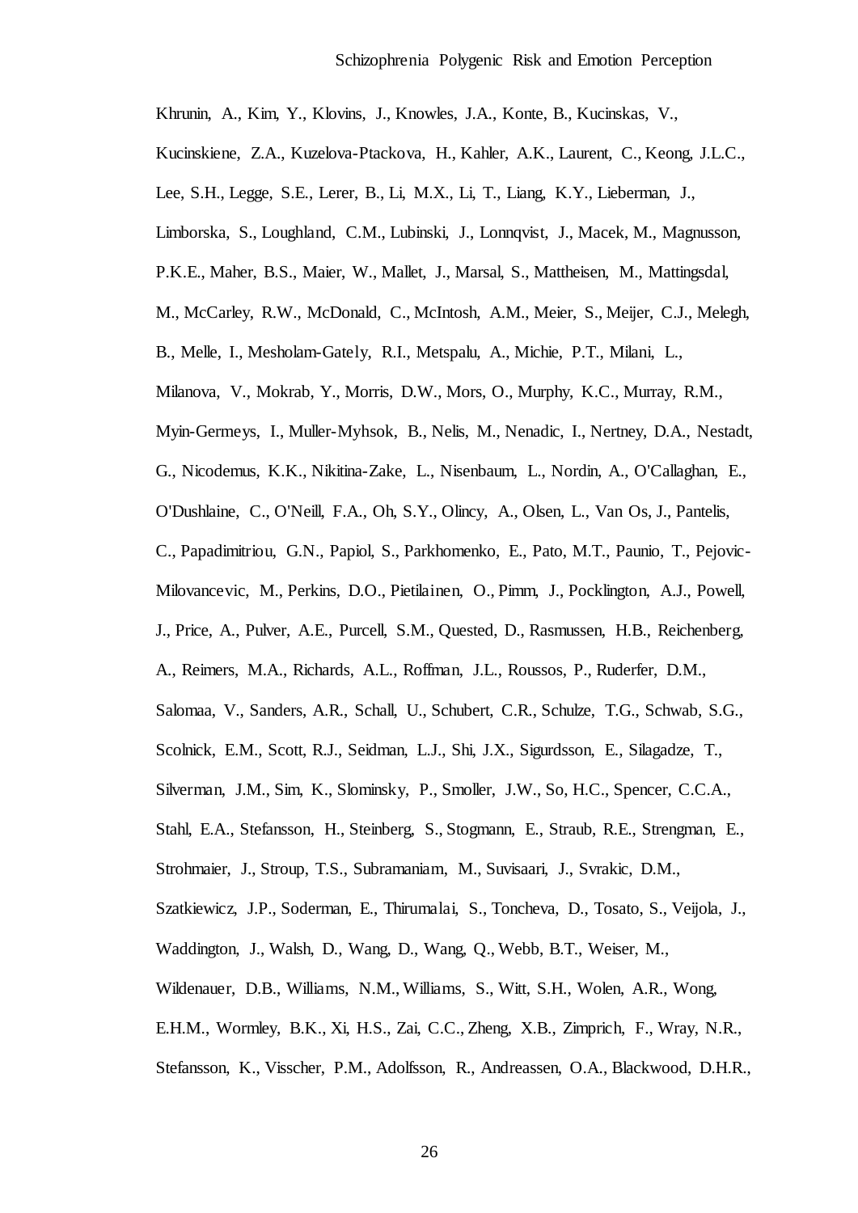Khrunin, A., Kim, Y., Klovins, J., Knowles, J.A., Konte, B., Kucinskas, V., Kucinskiene, Z.A., Kuzelova-Ptackova, H., Kahler, A.K., Laurent, C., Keong, J.L.C., Lee, S.H., Legge, S.E., Lerer, B., Li, M.X., Li, T., Liang, K.Y., Lieberman, J., Limborska, S., Loughland, C.M., Lubinski, J., Lonnqvist, J., Macek, M., Magnusson, P.K.E., Maher, B.S., Maier, W., Mallet, J., Marsal, S., Mattheisen, M., Mattingsdal, M., McCarley, R.W., McDonald, C., McIntosh, A.M., Meier, S., Meijer, C.J., Melegh, B., Melle, I., Mesholam-Gately, R.I., Metspalu, A., Michie, P.T., Milani, L., Milanova, V., Mokrab, Y., Morris, D.W., Mors, O., Murphy, K.C., Murray, R.M., Myin-Germeys, I., Muller-Myhsok, B., Nelis, M., Nenadic, I., Nertney, D.A., Nestadt, G., Nicodemus, K.K., Nikitina-Zake, L., Nisenbaum, L., Nordin, A., O'Callaghan, E., O'Dushlaine, C., O'Neill, F.A., Oh, S.Y., Olincy, A., Olsen, L., Van Os, J., Pantelis, C., Papadimitriou, G.N., Papiol, S., Parkhomenko, E., Pato, M.T., Paunio, T., Pejovic-Milovancevic, M., Perkins, D.O., Pietilainen, O., Pimm, J., Pocklington, A.J., Powell, J., Price, A., Pulver, A.E., Purcell, S.M., Quested, D., Rasmussen, H.B., Reichenberg, A., Reimers, M.A., Richards, A.L., Roffman, J.L., Roussos, P., Ruderfer, D.M., Salomaa, V., Sanders, A.R., Schall, U., Schubert, C.R., Schulze, T.G., Schwab, S.G., Scolnick, E.M., Scott, R.J., Seidman, L.J., Shi, J.X., Sigurdsson, E., Silagadze, T., Silverman, J.M., Sim, K., Slominsky, P., Smoller, J.W., So, H.C., Spencer, C.C.A., Stahl, E.A., Stefansson, H., Steinberg, S., Stogmann, E., Straub, R.E., Strengman, E., Strohmaier, J., Stroup, T.S., Subramaniam, M., Suvisaari, J., Svrakic, D.M., Szatkiewicz, J.P., Soderman, E., Thirumalai, S., Toncheva, D., Tosato, S., Veijola, J., Waddington, J., Walsh, D., Wang, D., Wang, Q., Webb, B.T., Weiser, M., Wildenauer, D.B., Williams, N.M., Williams, S., Witt, S.H., Wolen, A.R., Wong, E.H.M., Wormley, B.K., Xi, H.S., Zai, C.C., Zheng, X.B., Zimprich, F., Wray, N.R., Stefansson, K., Visscher, P.M., Adolfsson, R., Andreassen, O.A., Blackwood, D.H.R.,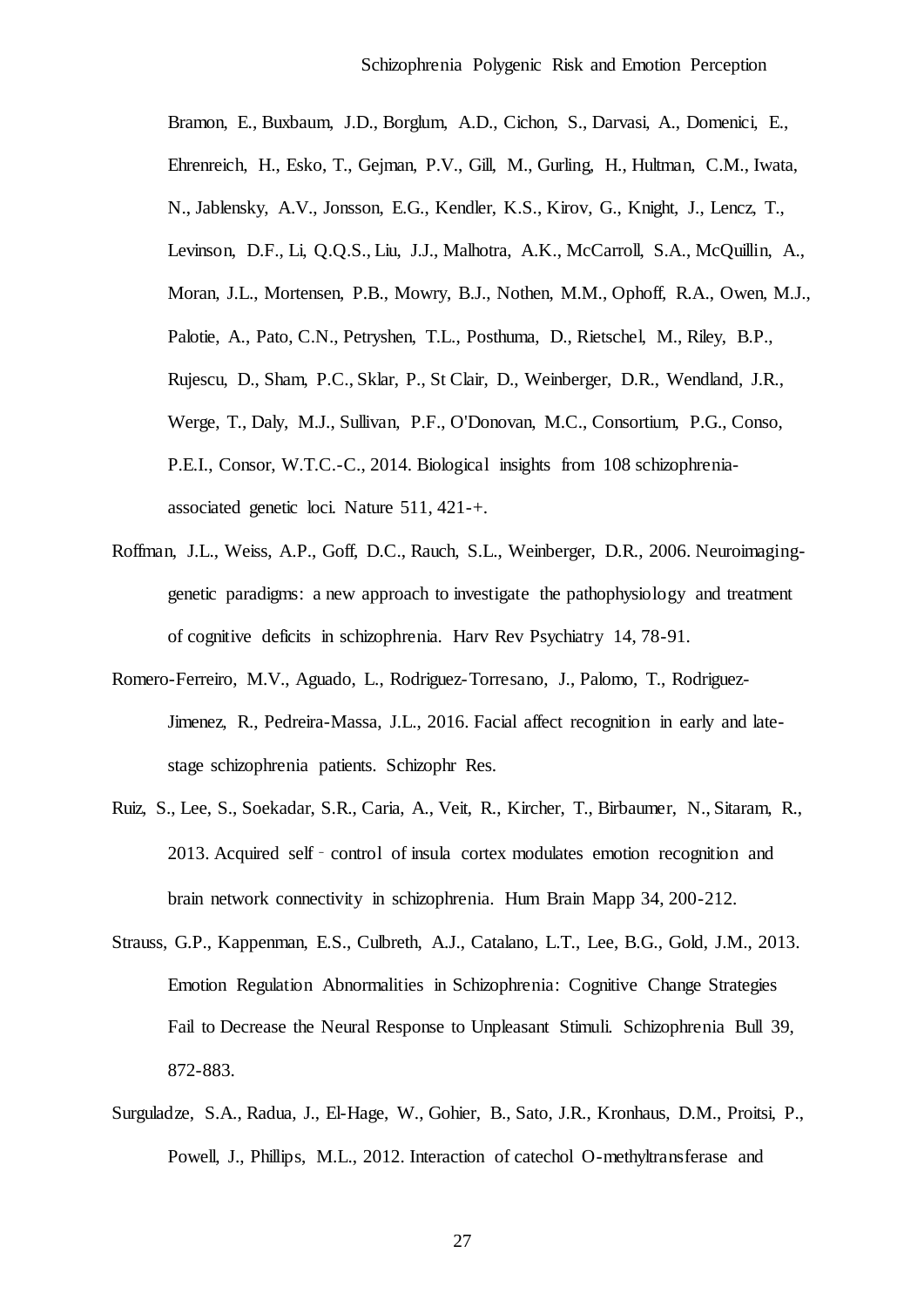Bramon, E., Buxbaum, J.D., Borglum, A.D., Cichon, S., Darvasi, A., Domenici, E., Ehrenreich, H., Esko, T., Gejman, P.V., Gill, M., Gurling, H., Hultman, C.M., Iwata, N., Jablensky, A.V., Jonsson, E.G., Kendler, K.S., Kirov, G., Knight, J., Lencz, T., Levinson, D.F., Li, Q.Q.S., Liu, J.J., Malhotra, A.K., McCarroll, S.A., McQuillin, A., Moran, J.L., Mortensen, P.B., Mowry, B.J., Nothen, M.M., Ophoff, R.A., Owen, M.J., Palotie, A., Pato, C.N., Petryshen, T.L., Posthuma, D., Rietschel, M., Riley, B.P., Rujescu, D., Sham, P.C., Sklar, P., St Clair, D., Weinberger, D.R., Wendland, J.R., Werge, T., Daly, M.J., Sullivan, P.F., O'Donovan, M.C., Consortium, P.G., Conso, P.E.I., Consor, W.T.C.-C., 2014. Biological insights from 108 schizophrenia-associated genetic loci. Nature 511, 421-+.

Roffman, J.L., Weiss, A.P., Goff, D.C., Rauch, S.L., Weinberger, D.R., 2006. Neuroimaging-genetic paradigms: a new approach to investigate the pathophysiology and treatment of cognitive deficits in schizophrenia. Harv Rev Psychiatry 14, 78-91.

Romero-Ferreiro, M.V., Aguado, L., Rodriguez-Torresano, J., Palomo, T., Rodriguez-Jimenez, R., Pedreira-Massa, J.L., 2016. Facial affect recognition in early and late-stage schizophrenia patients. Schizophr Res.

Ruiz, S., Lee, S., Soekadar, S.R., Caria, A., Veit, R., Kircher, T., Birbaumer, N., Sitaram, R., 2013. Acquired self‐control of insula cortex modulates emotion recognition and brain network connectivity in schizophrenia. Hum Brain Mapp 34, 200-212.

Strauss, G.P., Kappenman, E.S., Culbreth, A.J., Catalano, L.T., Lee, B.G., Gold, J.M., 2013. Emotion Regulation Abnormalities in Schizophrenia: Cognitive Change Strategies Fail to Decrease the Neural Response to Unpleasant Stimuli. Schizophrenia Bull 39, 872-883.

Surguladze, S.A., Radua, J., El-Hage, W., Gohier, B., Sato, J.R., Kronhaus, D.M., Proitsi, P., Powell, J., Phillips, M.L., 2012. Interaction of catechol O-methyltransferase and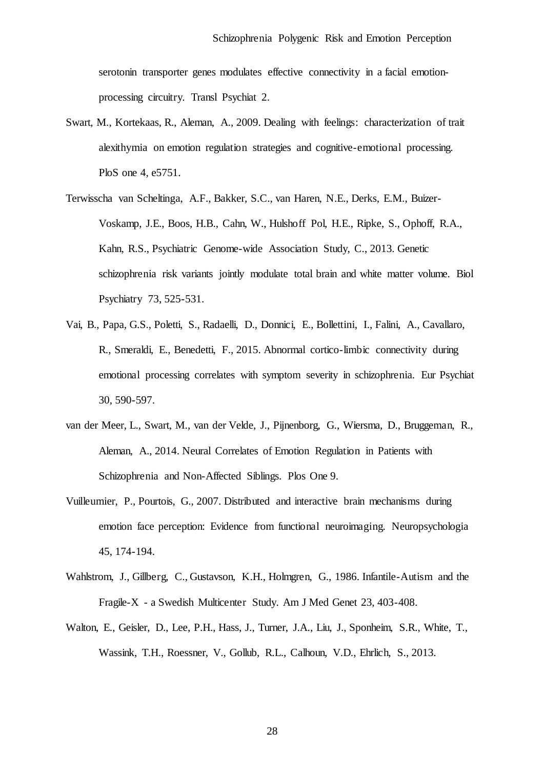serotonin transporter genes modulates effective connectivity in a facial emotion-processing circuitry. Transl Psychiat 2.

Swart, M., Kortekaas, R., Aleman, A., 2009. Dealing with feelings: characterization of trait alexithymia on emotion regulation strategies and cognitive-emotional processing. PloS one 4, e5751.

Terwisscha van Scheltinga, A.F., Bakker, S.C., van Haren, N.E., Derks, E.M., Buizer-Voskamp, J.E., Boos, H.B., Cahn, W., Hulshoff Pol, H.E., Ripke, S., Ophoff, R.A., Kahn, R.S., Psychiatric Genome-wide Association Study, C., 2013. Genetic schizophrenia risk variants jointly modulate total brain and white matter volume. Biol Psychiatry 73, 525-531.

Vai, B., Papa, G.S., Poletti, S., Radaelli, D., Donnici, E., Bollettini, I., Falini, A., Cavallaro, R., Smeraldi, E., Benedetti, F., 2015. Abnormal cortico-limbic connectivity during emotional processing correlates with symptom severity in schizophrenia. Eur Psychiat 30, 590-597.

van der Meer, L., Swart, M., van der Velde, J., Pijnenborg, G., Wiersma, D., Bruggeman, R., Aleman, A., 2014. Neural Correlates of Emotion Regulation in Patients with Schizophrenia and Non-Affected Siblings. Plos One 9.

Vuilleumier, P., Pourtois, G., 2007. Distributed and interactive brain mechanisms during emotion face perception: Evidence from functional neuroimaging. Neuropsychologia 45, 174-194.

Wahlstrom, J., Gillberg, C., Gustavson, K.H., Holmgren, G., 1986. Infantile-Autism and the Fragile-X - a Swedish Multicenter Study. Am J Med Genet 23, 403-408.

Walton, E., Geisler, D., Lee, P.H., Hass, J., Turner, J.A., Liu, J., Sponheim, S.R., White, T., Wassink, T.H., Roessner, V., Gollub, R.L., Calhoun, V.D., Ehrlich, S., 2013.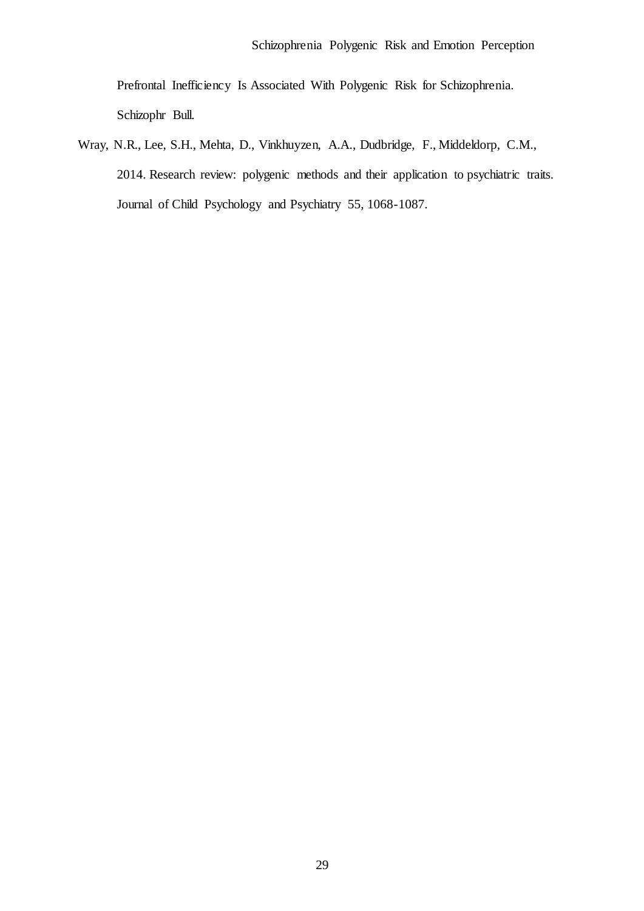Prefrontal Inefficiency Is Associated With Polygenic Risk for Schizophrenia. Schizophr Bull.

Wray, N.R., Lee, S.H., Mehta, D., Vinkhuyzen, A.A., Dudbridge, F., Middeldorp, C.M., 2014. Research review: polygenic methods and their application to psychiatric traits. Journal of Child Psychology and Psychiatry 55, 1068-1087.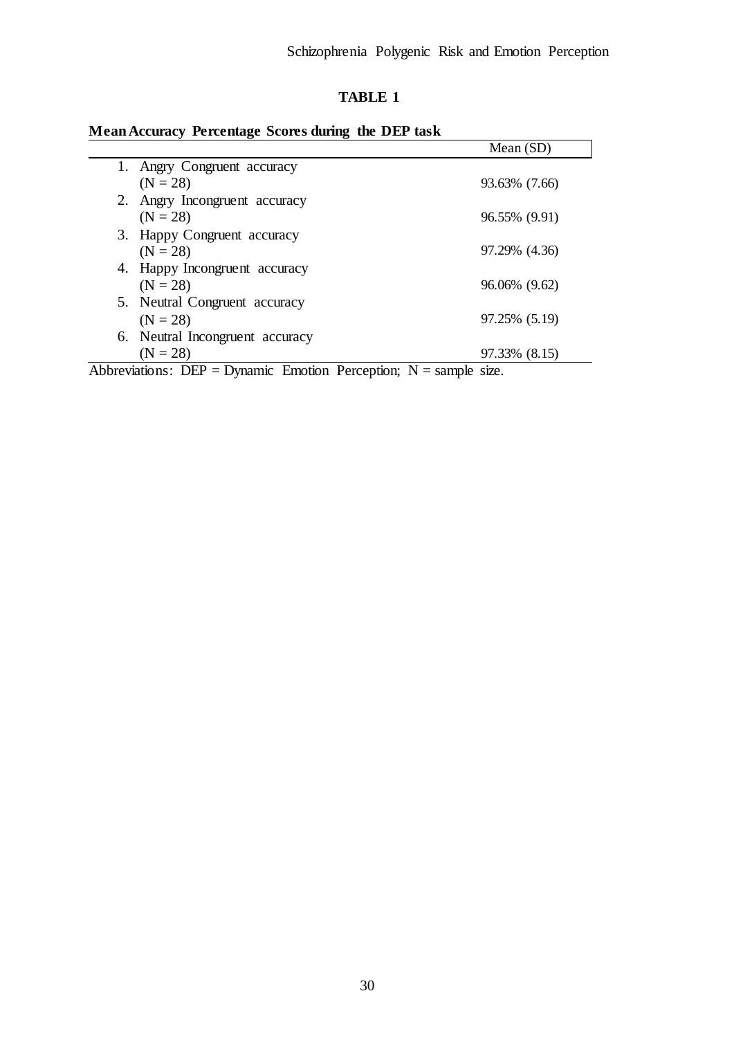**TABLE 1**

**Mean Accuracy Percentage Scores during the DEP task**

| | Mean (SD) |
|---|---|
| 1. Angry Congruent accuracy (N = 28) | 93.63% (7.66) |
| 2. Angry Incongruent accuracy (N = 28) | 96.55% (9.91) |
| 3. Happy Congruent accuracy (N = 28) | 97.29% (4.36) |
| 4. Happy Incongruent accuracy (N = 28) | 96.06% (9.62) |
| 5. Neutral Congruent accuracy (N = 28) | 97.25% (5.19) |
| 6. Neutral Incongruent accuracy (N = 28) | 97.33% (8.15) |

Abbreviations: DEP = Dynamic Emotion Perception; N = sample size.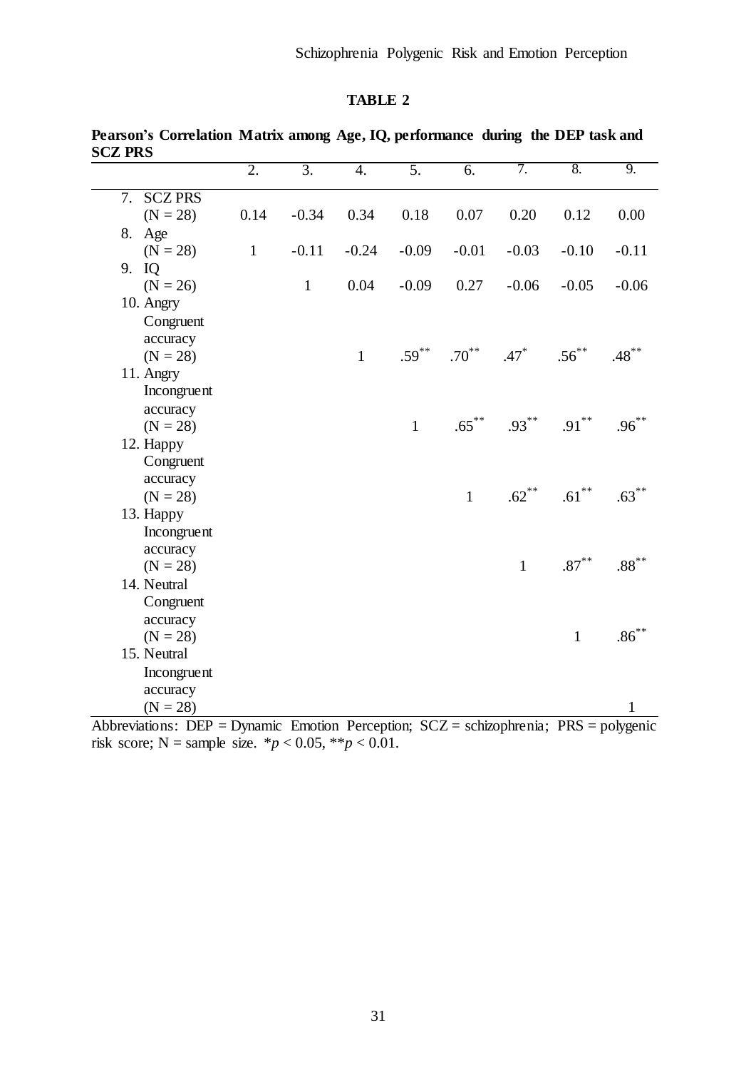**TABLE 2**

**Pearson's Correlation Matrix among Age, IQ, performance during the DEP task and SCZ PRS**

| | 2. | 3. | 4. | 5. | 6. | 7. | 8. | 9. |
|---|---|---|---|---|---|---|---|---|
| 7. SCZ PRS (N = 28) | 0.14 | -0.34 | 0.34 | 0.18 | 0.07 | 0.20 | 0.12 | 0.00 |
| 8. Age (N = 28) | 1 | -0.11 | -0.24 | -0.09 | -0.01 | -0.03 | -0.10 | -0.11 |
| 9. IQ (N = 26) | | 1 | 0.04 | -0.09 | 0.27 | -0.06 | -0.05 | -0.06 |
| 10. Angry Congruent accuracy (N = 28) | | | 1 | .59** | .70** | .47* | .56** | .48** |
| 11. Angry Incongruent accuracy (N = 28) | | | | 1 | .65** | .93** | .91** | .96** |
| 12. Happy Congruent accuracy (N = 28) | | | | | 1 | .62** | .61** | .63** |
| 13. Happy Incongruent accuracy (N = 28) | | | | | | 1 | .87** | .88** |
| 14. Neutral Congruent accuracy (N = 28) | | | | | | | 1 | .86** |
| 15. Neutral Incongruent accuracy (N = 28) | | | | | | | | 1 |

Abbreviations: DEP = Dynamic Emotion Perception; SCZ = schizophrenia; PRS = polygenic risk score; N = sample size. *$p < 0.05$, **$p < 0.01$.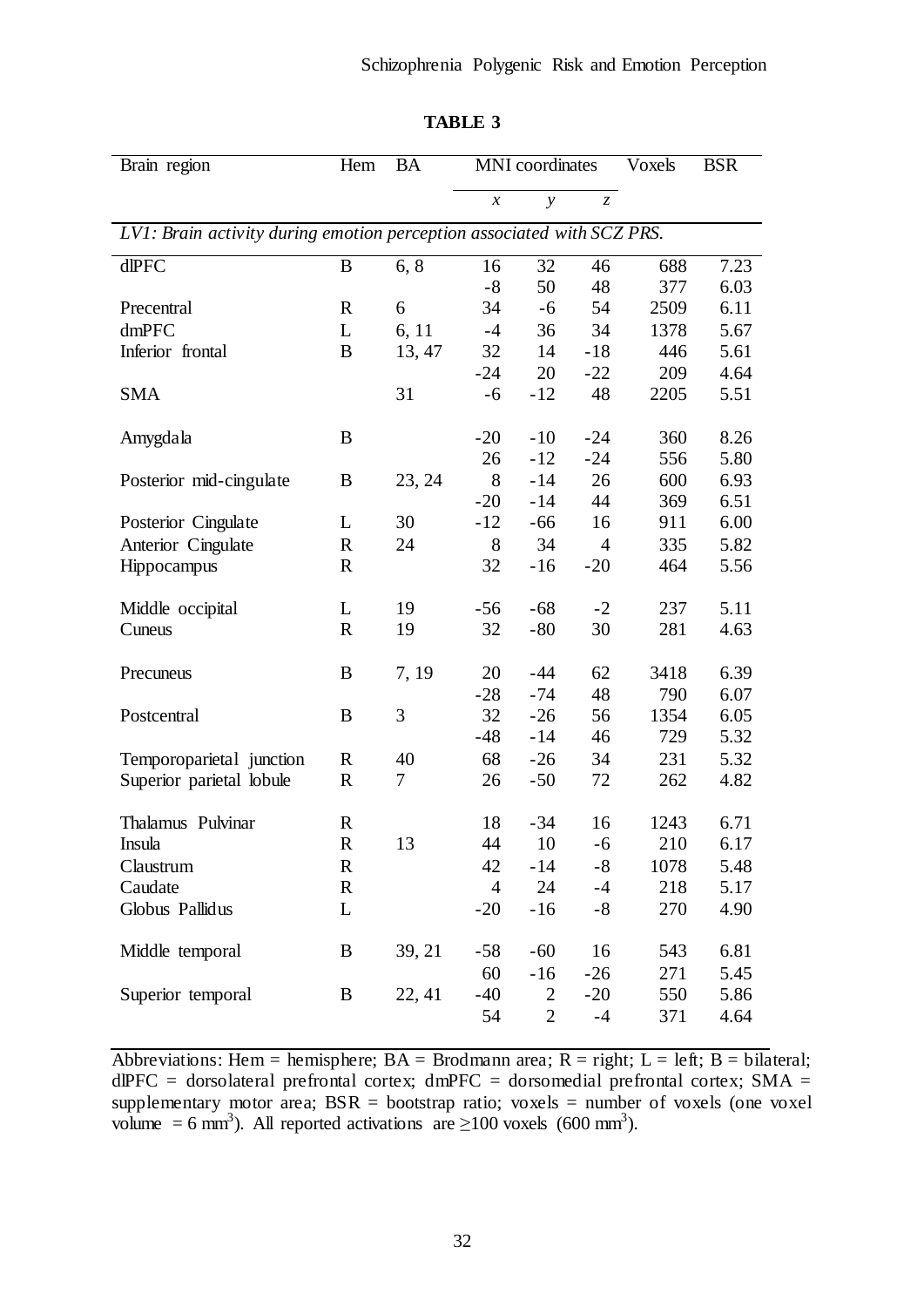**TABLE 3**

| Brain region | Hem | BA | MNI coordinates | | | Voxels | BSR |
|---|---|---|---|---|---|---|---|
| | | | *x* | *y* | *z* | | |
| *LV1: Brain activity during emotion perception associated with SCZ PRS.* | | | | | | | |
| dlPFC | B | 6, 8 | 16 | 32 | 46 | 688 | 7.23 |
| | | | -8 | 50 | 48 | 377 | 6.03 |
| Precentral | R | 6 | 34 | -6 | 54 | 2509 | 6.11 |
| dmPFC | L | 6, 11 | -4 | 36 | 34 | 1378 | 5.67 |
| Inferior frontal | B | 13, 47 | 32 | 14 | -18 | 446 | 5.61 |
| | | | -24 | 20 | -22 | 209 | 4.64 |
| SMA | | 31 | -6 | -12 | 48 | 2205 | 5.51 |
| Amygdala | B | | -20 | -10 | -24 | 360 | 8.26 |
| | | | 26 | -12 | -24 | 556 | 5.80 |
| Posterior mid-cingulate | B | 23, 24 | 8 | -14 | 26 | 600 | 6.93 |
| | | | -20 | -14 | 44 | 369 | 6.51 |
| Posterior Cingulate | L | 30 | -12 | -66 | 16 | 911 | 6.00 |
| Anterior Cingulate | R | 24 | 8 | 34 | 4 | 335 | 5.82 |
| Hippocampus | R | | 32 | -16 | -20 | 464 | 5.56 |
| Middle occipital | L | 19 | -56 | -68 | -2 | 237 | 5.11 |
| Cuneus | R | 19 | 32 | -80 | 30 | 281 | 4.63 |
| Precuneus | B | 7, 19 | 20 | -44 | 62 | 3418 | 6.39 |
| | | | -28 | -74 | 48 | 790 | 6.07 |
| Postcentral | B | 3 | 32 | -26 | 56 | 1354 | 6.05 |
| | | | -48 | -14 | 46 | 729 | 5.32 |
| Temporoparietal junction | R | 40 | 68 | -26 | 34 | 231 | 5.32 |
| Superior parietal lobule | R | 7 | 26 | -50 | 72 | 262 | 4.82 |
| Thalamus Pulvinar | R | | 18 | -34 | 16 | 1243 | 6.71 |
| Insula | R | 13 | 44 | 10 | -6 | 210 | 6.17 |
| Claustrum | R | | 42 | -14 | -8 | 1078 | 5.48 |
| Caudate | R | | 4 | 24 | -4 | 218 | 5.17 |
| Globus Pallidus | L | | -20 | -16 | -8 | 270 | 4.90 |
| Middle temporal | B | 39, 21 | -58 | -60 | 16 | 543 | 6.81 |
| | | | 60 | -16 | -26 | 271 | 5.45 |
| Superior temporal | B | 22, 41 | -40 | 2 | -20 | 550 | 5.86 |
| | | | 54 | 2 | -4 | 371 | 4.64 |

Abbreviations: Hem = hemisphere; BA = Brodmann area; R = right; L = left; B = bilateral; dlPFC = dorsolateral prefrontal cortex; dmPFC = dorsomedial prefrontal cortex; SMA = supplementary motor area; BSR = bootstrap ratio; voxels = number of voxels (one voxel volume = 6 mm$^3$). All reported activations are ≥100 voxels (600 mm$^3$).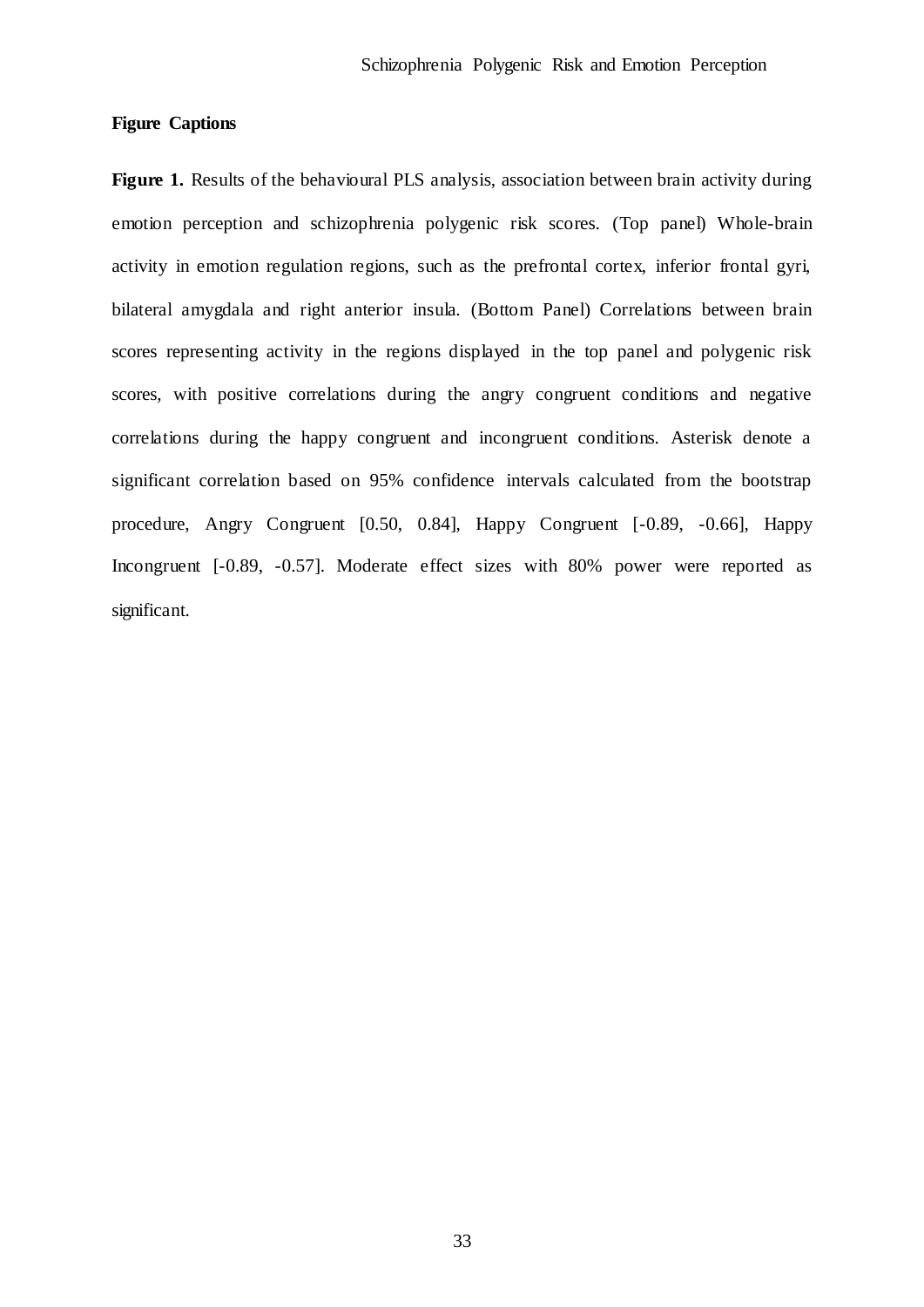**Figure Captions**

**Figure 1.** Results of the behavioural PLS analysis, association between brain activity during emotion perception and schizophrenia polygenic risk scores. (Top panel) Whole-brain activity in emotion regulation regions, such as the prefrontal cortex, inferior frontal gyri, bilateral amygdala and right anterior insula. (Bottom Panel) Correlations between brain scores representing activity in the regions displayed in the top panel and polygenic risk scores, with positive correlations during the angry congruent conditions and negative correlations during the happy congruent and incongruent conditions. Asterisk denote a significant correlation based on 95% confidence intervals calculated from the bootstrap procedure, Angry Congruent [0.50, 0.84], Happy Congruent [-0.89, -0.66], Happy Incongruent [-0.89, -0.57]. Moderate effect sizes with 80% power were reported as significant.